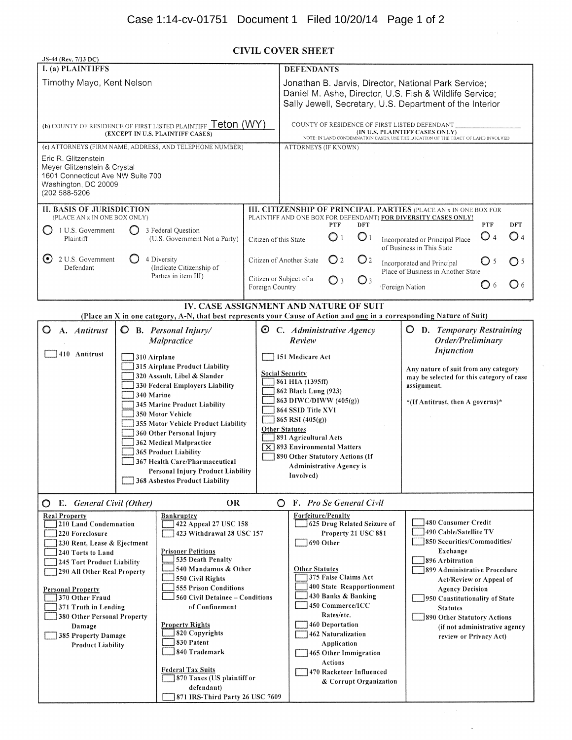JS-44 (Rev. 7/13 DC)

# CIVIL COVER SHEET

| I. (a) PLAINTIFFS | DEFENDANTS |
|---|---|
| Timothy Mayo, Kent Nelson | Jonathan B. Jarvis, Director, National Park Service; Daniel M. Ashe, Director, U.S. Fish & Wildlife Service; Sally Jewell, Secretary, U.S. Department of the Interior |
| (b) COUNTY OF RESIDENCE OF FIRST LISTED PLAINTIFF Teton (WY) (EXCEPT IN U.S. PLAINTIFF CASES) | COUNTY OF RESIDENCE OF FIRST LISTED DEFENDANT ______ (IN U.S. PLAINTIFF CASES ONLY) NOTE: IN LAND CONDEMNATION CASES, USE THE LOCATION OF THE TRACT OF LAND INVOLVED |
| (c) ATTORNEYS (FIRM NAME, ADDRESS, AND TELEPHONE NUMBER) Eric R. Glitzenstein, Meyer Glitzenstein & Crystal, 1601 Connecticut Ave NW Suite 700, Washington, DC 20009, (202 588-5206 | ATTORNEYS (IF KNOWN) |

## II. BASIS OF JURISDICTION
(PLACE AN x IN ONE BOX ONLY)

- ○ 1 U.S. Government Plaintiff
- ○ 3 Federal Question (U.S. Government Not a Party)
- ⦿ 2 U.S. Government Defendant
- ○ 4 Diversity (Indicate Citizenship of Parties in item III)

## III. CITIZENSHIP OF PRINCIPAL PARTIES
(PLACE AN x IN ONE BOX FOR PLAINTIFF AND ONE BOX FOR DEFENDANT) **FOR DIVERSITY CASES ONLY!**

| | PTF | DFT | | PTF | DFT |
|---|---|---|---|---|---|
| Citizen of this State | ○ 1 | ○ 1 | Incorporated or Principal Place of Business in This State | ○ 4 | ○ 4 |
| Citizen of Another State | ○ 2 | ○ 2 | Incorporated and Principal Place of Business in Another State | ○ 5 | ○ 5 |
| Citizen or Subject of a Foreign Country | ○ 3 | ○ 3 | Foreign Nation | ○ 6 | ○ 6 |

## IV. CASE ASSIGNMENT AND NATURE OF SUIT
**(Place an X in one category, A-N, that best represents your Cause of Action and one in a corresponding Nature of Suit)**

**○ A. *Antitrust***
- ☐ 410 Antitrust

**○ B. *Personal Injury/ Malpractice***
- ☐ 310 Airplane
- ☐ 315 Airplane Product Liability
- ☐ 320 Assault, Libel & Slander
- ☐ 330 Federal Employers Liability
- ☐ 340 Marine
- ☐ 345 Marine Product Liability
- ☐ 350 Motor Vehicle
- ☐ 355 Motor Vehicle Product Liability
- ☐ 360 Other Personal Injury
- ☐ 362 Medical Malpractice
- ☐ 365 Product Liability
- ☐ 367 Health Care/Pharmaceutical Personal Injury Product Liability
- ☐ 368 Asbestos Product Liability

**⦿ C. *Administrative Agency Review***
- ☐ 151 Medicare Act

Social Security
- ☐ 861 HIA (1395ff)
- ☐ 862 Black Lung (923)
- ☐ 863 DIWC/DIWW (405(g))
- ☐ 864 SSID Title XVI
- ☐ 865 RSI (405(g))

Other Statutes
- ☐ 891 Agricultural Acts
- ☒ 893 Environmental Matters
- ☐ 890 Other Statutory Actions (If Administrative Agency is Involved)

**○ D. *Temporary Restraining Order/Preliminary Injunction***

Any nature of suit from any category may be selected for this category of case assignment.

*(If Antitrust, then A governs)*

**○ E. *General Civil (Other)*** OR **○ F. *Pro Se General Civil***

Real Property
- ☐ 210 Land Condemnation
- ☐ 220 Foreclosure
- ☐ 230 Rent, Lease & Ejectment
- ☐ 240 Torts to Land
- ☐ 245 Tort Product Liability
- ☐ 290 All Other Real Property

Personal Property
- ☐ 370 Other Fraud
- ☐ 371 Truth in Lending
- ☐ 380 Other Personal Property Damage
- ☐ 385 Property Damage Product Liability

Bankruptcy
- ☐ 422 Appeal 27 USC 158
- ☐ 423 Withdrawal 28 USC 157

Prisoner Petitions
- ☐ 535 Death Penalty
- ☐ 540 Mandamus & Other
- ☐ 550 Civil Rights
- ☐ 555 Prison Conditions
- ☐ 560 Civil Detainee – Conditions of Confinement

Property Rights
- ☐ 820 Copyrights
- ☐ 830 Patent
- ☐ 840 Trademark

Federal Tax Suits
- ☐ 870 Taxes (US plaintiff or defendant)
- ☐ 871 IRS-Third Party 26 USC 7609

Forfeiture/Penalty
- ☐ 625 Drug Related Seizure of Property 21 USC 881
- ☐ 690 Other

Other Statutes
- ☐ 375 False Claims Act
- ☐ 400 State Reapportionment
- ☐ 430 Banks & Banking
- ☐ 450 Commerce/ICC Rates/etc.
- ☐ 460 Deportation
- ☐ 462 Naturalization Application
- ☐ 465 Other Immigration Actions
- ☐ 470 Racketeer Influenced & Corrupt Organization

- ☐ 480 Consumer Credit
- ☐ 490 Cable/Satellite TV
- ☐ 850 Securities/Commodities/ Exchange
- ☐ 896 Arbitration
- ☐ 899 Administrative Procedure Act/Review or Appeal of Agency Decision
- ☐ 950 Constitutionality of State Statutes
- ☐ 890 Other Statutory Actions (if not administrative agency review or Privacy Act)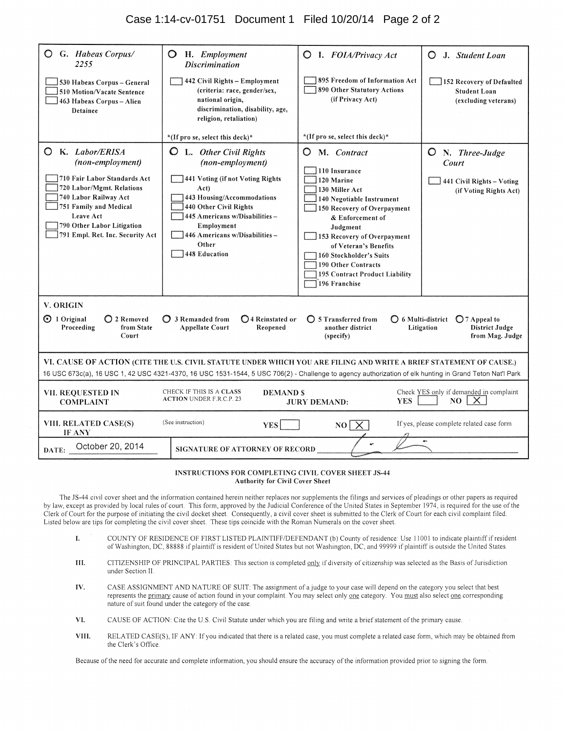| ○ G. *Habeas Corpus/ 2255* | ○ H. *Employment Discrimination* | ○ I. *FOIA/Privacy Act* | ○ J. *Student Loan* |
|---|---|---|---|
| ☐ 530 Habeas Corpus – General<br>☐ 510 Motion/Vacate Sentence<br>☐ 463 Habeas Corpus – Alien Detainee | ☐ 442 Civil Rights – Employment (criteria: race, gender/sex, national origin, discrimination, disability, age, religion, retaliation)<br><br>*(If pro se, select this deck)* | ☐ 895 Freedom of Information Act<br>☐ 890 Other Statutory Actions (if Privacy Act)<br><br>*(If pro se, select this deck)* | ☐ 152 Recovery of Defaulted Student Loan (excluding veterans) |
| ○ K. *Labor/ERISA (non-employment)* | ○ L. *Other Civil Rights (non-employment)* | ○ M. *Contract* | ○ N. *Three-Judge Court* |
| ☐ 710 Fair Labor Standards Act<br>☐ 720 Labor/Mgmt. Relations<br>☐ 740 Labor Railway Act<br>☐ 751 Family and Medical Leave Act<br>☐ 790 Other Labor Litigation<br>☐ 791 Empl. Ret. Inc. Security Act | ☐ 441 Voting (if not Voting Rights Act)<br>☐ 443 Housing/Accommodations<br>☐ 440 Other Civil Rights<br>☐ 445 Americans w/Disabilities – Employment<br>☐ 446 Americans w/Disabilities – Other<br>☐ 448 Education | ☐ 110 Insurance<br>☐ 120 Marine<br>☐ 130 Miller Act<br>☐ 140 Negotiable Instrument<br>☐ 150 Recovery of Overpayment & Enforcement of Judgment<br>☐ 153 Recovery of Overpayment of Veteran's Benefits<br>☐ 160 Stockholder's Suits<br>☐ 190 Other Contracts<br>☐ 195 Contract Product Liability<br>☐ 196 Franchise | ☐ 441 Civil Rights – Voting (if Voting Rights Act) |

**V. ORIGIN**

⦿ 1 Original Proceeding ○ 2 Removed from State Court ○ 3 Remanded from Appellate Court ○ 4 Reinstated or Reopened ○ 5 Transferred from another district (specify) ○ 6 Multi-district Litigation ○ 7 Appeal to District Judge from Mag. Judge

**VI. CAUSE OF ACTION (CITE THE U.S. CIVIL STATUTE UNDER WHICH YOU ARE FILING AND WRITE A BRIEF STATEMENT OF CAUSE.)**

16 USC 673c(a), 16 USC 1, 42 USC 4321-4370, 16 USC 1531-1544, 5 USC 706(2) - Challenge to agency authorization of elk hunting in Grand Teton Nat'l Park

**VII. REQUESTED IN COMPLAINT** CHECK IF THIS IS A CLASS ACTION UNDER F.R.C.P. 23 **DEMAND $** **JURY DEMAND:** Check YES only if demanded in complaint YES ☐ NO ☒

**VIII. RELATED CASE(S) IF ANY** (See instruction) YES ☐ NO ☒ If yes, please complete related case form

DATE: October 20, 2014 SIGNATURE OF ATTORNEY OF RECORD [signature]

**INSTRUCTIONS FOR COMPLETING CIVIL COVER SHEET JS-44**
**Authority for Civil Cover Sheet**

The JS-44 civil cover sheet and the information contained herein neither replaces nor supplements the filings and services of pleadings or other papers as required by law, except as provided by local rules of court. This form, approved by the Judicial Conference of the United States in September 1974, is required for the use of the Clerk of Court for the purpose of initiating the civil docket sheet. Consequently, a civil cover sheet is submitted to the Clerk of Court for each civil complaint filed. Listed below are tips for completing the civil cover sheet. These tips coincide with the Roman Numerals on the cover sheet.

I. COUNTY OF RESIDENCE OF FIRST LISTED PLAINTIFF/DEFENDANT (b) County of residence: Use 11001 to indicate plaintiff if resident of Washington, DC, 88888 if plaintiff is resident of United States but not Washington, DC, and 99999 if plaintiff is outside the United States.

III. CITIZENSHIP OF PRINCIPAL PARTIES: This section is completed only if diversity of citizenship was selected as the Basis of Jurisdiction under Section II.

IV. CASE ASSIGNMENT AND NATURE OF SUIT: The assignment of a judge to your case will depend on the category you select that best represents the primary cause of action found in your complaint. You may select only one category. You must also select one corresponding nature of suit found under the category of the case.

VI. CAUSE OF ACTION: Cite the U.S. Civil Statute under which you are filing and write a brief statement of the primary cause.

VIII. RELATED CASE(S), IF ANY: If you indicated that there is a related case, you must complete a related case form, which may be obtained from the Clerk's Office.

Because of the need for accurate and complete information, you should ensure the accuracy of the information provided prior to signing the form.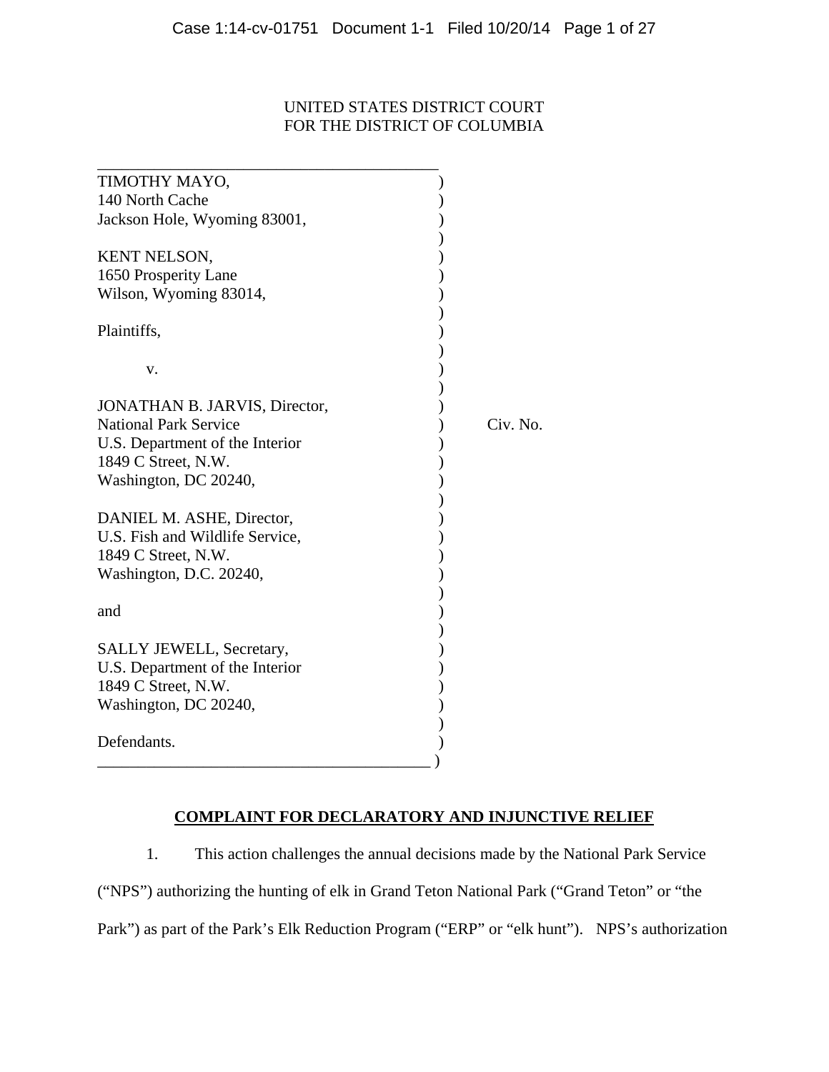UNITED STATES DISTRICT COURT
FOR THE DISTRICT OF COLUMBIA

| | | |
|---|---|---|
| TIMOTHY MAYO,<br>140 North Cache<br>Jackson Hole, Wyoming 83001,<br><br>KENT NELSON,<br>1650 Prosperity Lane<br>Wilson, Wyoming 83014,<br><br>Plaintiffs,<br><br>v.<br><br>JONATHAN B. JARVIS, Director,<br>National Park Service<br>U.S. Department of the Interior<br>1849 C Street, N.W.<br>Washington, DC 20240,<br><br>DANIEL M. ASHE, Director,<br>U.S. Fish and Wildlife Service,<br>1849 C Street, N.W.<br>Washington, D.C. 20240,<br><br>and<br><br>SALLY JEWELL, Secretary,<br>U.S. Department of the Interior<br>1849 C Street, N.W.<br>Washington, DC 20240,<br><br>Defendants. | ) | Civ. No. |

**COMPLAINT FOR DECLARATORY AND INJUNCTIVE RELIEF**

1. This action challenges the annual decisions made by the National Park Service ("NPS") authorizing the hunting of elk in Grand Teton National Park ("Grand Teton" or "the Park") as part of the Park's Elk Reduction Program ("ERP" or "elk hunt"). NPS's authorization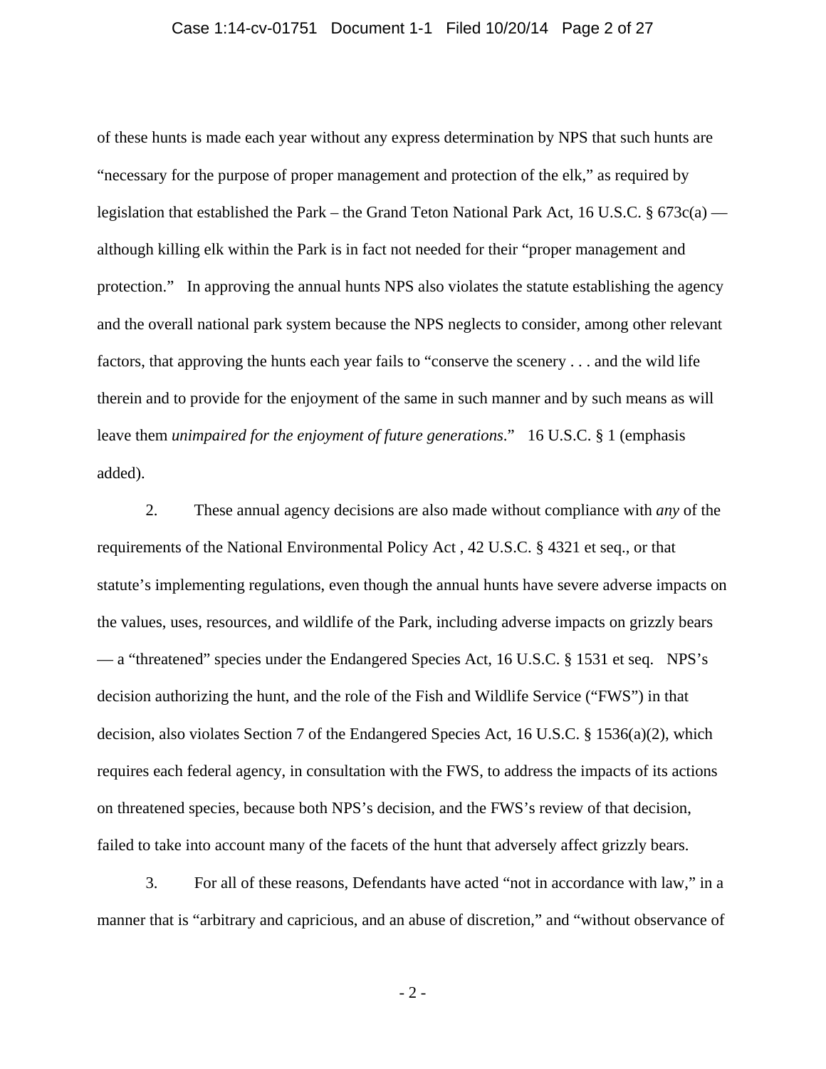of these hunts is made each year without any express determination by NPS that such hunts are "necessary for the purpose of proper management and protection of the elk," as required by legislation that established the Park – the Grand Teton National Park Act, 16 U.S.C. § 673c(a) — although killing elk within the Park is in fact not needed for their "proper management and protection." In approving the annual hunts NPS also violates the statute establishing the agency and the overall national park system because the NPS neglects to consider, among other relevant factors, that approving the hunts each year fails to "conserve the scenery . . . and the wild life therein and to provide for the enjoyment of the same in such manner and by such means as will leave them *unimpaired for the enjoyment of future generations*." 16 U.S.C. § 1 (emphasis added).

2. These annual agency decisions are also made without compliance with *any* of the requirements of the National Environmental Policy Act , 42 U.S.C. § 4321 et seq., or that statute's implementing regulations, even though the annual hunts have severe adverse impacts on the values, uses, resources, and wildlife of the Park, including adverse impacts on grizzly bears — a "threatened" species under the Endangered Species Act, 16 U.S.C. § 1531 et seq. NPS's decision authorizing the hunt, and the role of the Fish and Wildlife Service ("FWS") in that decision, also violates Section 7 of the Endangered Species Act, 16 U.S.C. § 1536(a)(2), which requires each federal agency, in consultation with the FWS, to address the impacts of its actions on threatened species, because both NPS's decision, and the FWS's review of that decision, failed to take into account many of the facets of the hunt that adversely affect grizzly bears.

3. For all of these reasons, Defendants have acted "not in accordance with law," in a manner that is "arbitrary and capricious, and an abuse of discretion," and "without observance of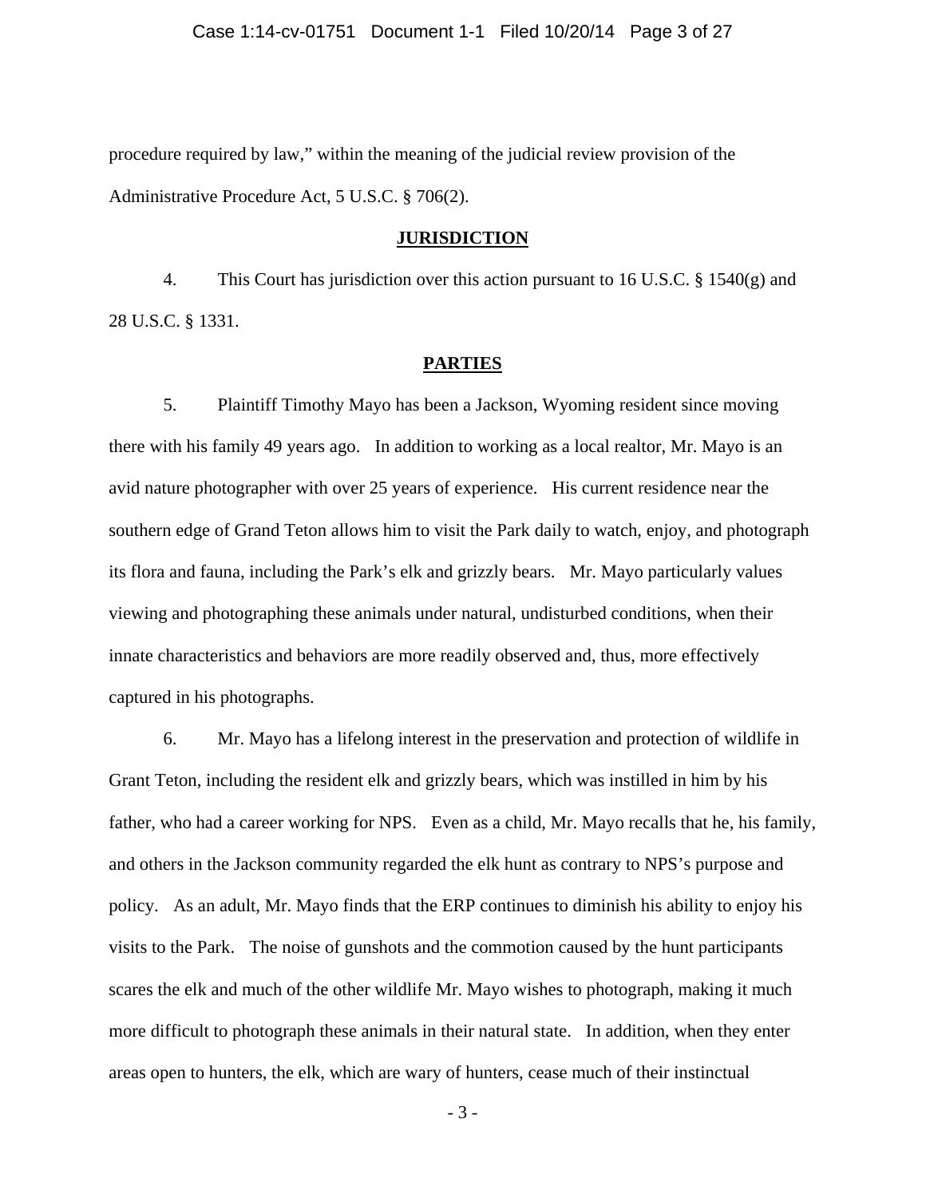procedure required by law," within the meaning of the judicial review provision of the Administrative Procedure Act, 5 U.S.C. § 706(2).

## JURISDICTION

4. This Court has jurisdiction over this action pursuant to 16 U.S.C. § 1540(g) and 28 U.S.C. § 1331.

## PARTIES

5. Plaintiff Timothy Mayo has been a Jackson, Wyoming resident since moving there with his family 49 years ago. In addition to working as a local realtor, Mr. Mayo is an avid nature photographer with over 25 years of experience. His current residence near the southern edge of Grand Teton allows him to visit the Park daily to watch, enjoy, and photograph its flora and fauna, including the Park's elk and grizzly bears. Mr. Mayo particularly values viewing and photographing these animals under natural, undisturbed conditions, when their innate characteristics and behaviors are more readily observed and, thus, more effectively captured in his photographs.

6. Mr. Mayo has a lifelong interest in the preservation and protection of wildlife in Grant Teton, including the resident elk and grizzly bears, which was instilled in him by his father, who had a career working for NPS. Even as a child, Mr. Mayo recalls that he, his family, and others in the Jackson community regarded the elk hunt as contrary to NPS's purpose and policy. As an adult, Mr. Mayo finds that the ERP continues to diminish his ability to enjoy his visits to the Park. The noise of gunshots and the commotion caused by the hunt participants scares the elk and much of the other wildlife Mr. Mayo wishes to photograph, making it much more difficult to photograph these animals in their natural state. In addition, when they enter areas open to hunters, the elk, which are wary of hunters, cease much of their instinctual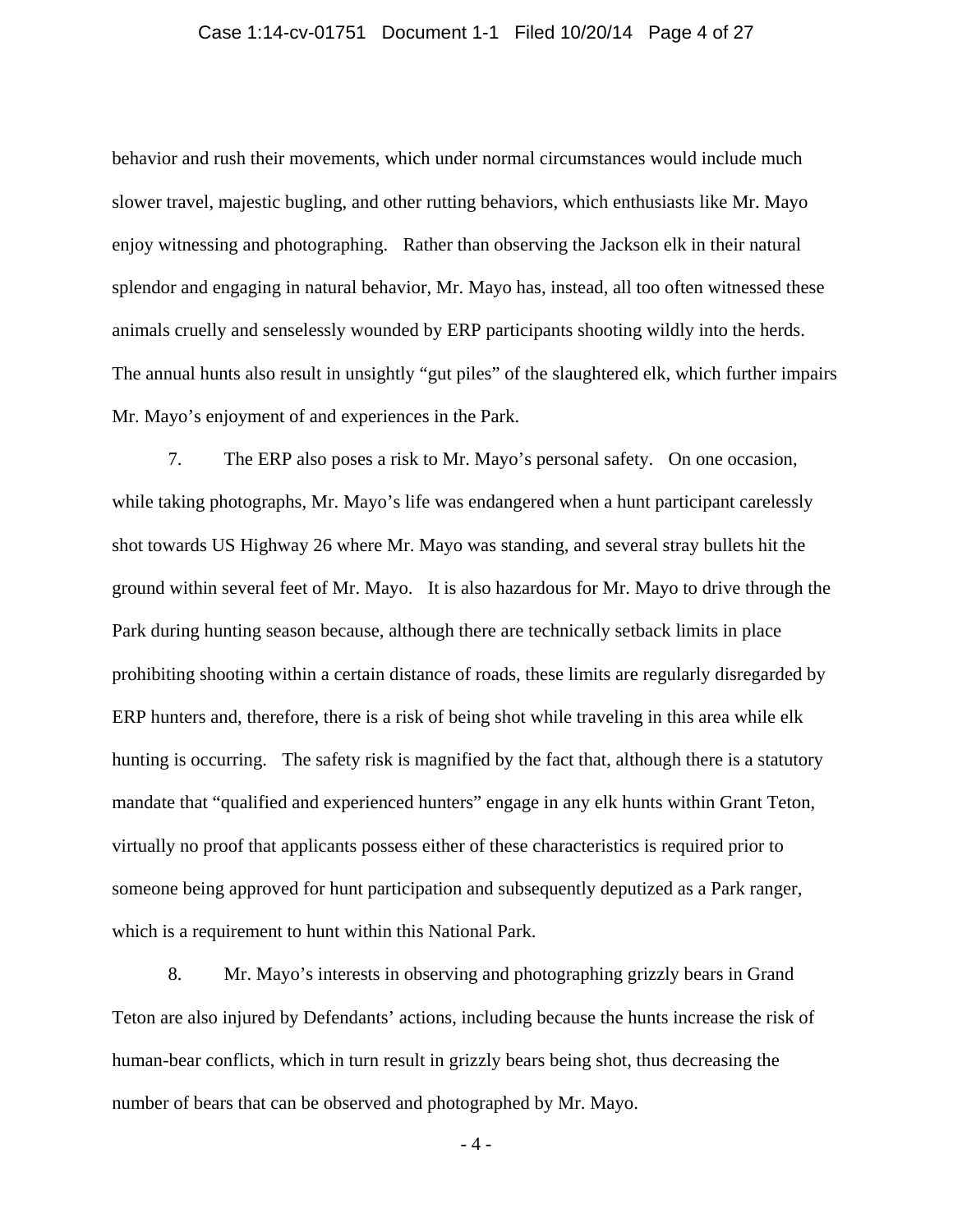behavior and rush their movements, which under normal circumstances would include much slower travel, majestic bugling, and other rutting behaviors, which enthusiasts like Mr. Mayo enjoy witnessing and photographing. Rather than observing the Jackson elk in their natural splendor and engaging in natural behavior, Mr. Mayo has, instead, all too often witnessed these animals cruelly and senselessly wounded by ERP participants shooting wildly into the herds. The annual hunts also result in unsightly "gut piles" of the slaughtered elk, which further impairs Mr. Mayo's enjoyment of and experiences in the Park.

7. The ERP also poses a risk to Mr. Mayo's personal safety. On one occasion, while taking photographs, Mr. Mayo's life was endangered when a hunt participant carelessly shot towards US Highway 26 where Mr. Mayo was standing, and several stray bullets hit the ground within several feet of Mr. Mayo. It is also hazardous for Mr. Mayo to drive through the Park during hunting season because, although there are technically setback limits in place prohibiting shooting within a certain distance of roads, these limits are regularly disregarded by ERP hunters and, therefore, there is a risk of being shot while traveling in this area while elk hunting is occurring. The safety risk is magnified by the fact that, although there is a statutory mandate that "qualified and experienced hunters" engage in any elk hunts within Grant Teton, virtually no proof that applicants possess either of these characteristics is required prior to someone being approved for hunt participation and subsequently deputized as a Park ranger, which is a requirement to hunt within this National Park.

8. Mr. Mayo's interests in observing and photographing grizzly bears in Grand Teton are also injured by Defendants' actions, including because the hunts increase the risk of human-bear conflicts, which in turn result in grizzly bears being shot, thus decreasing the number of bears that can be observed and photographed by Mr. Mayo.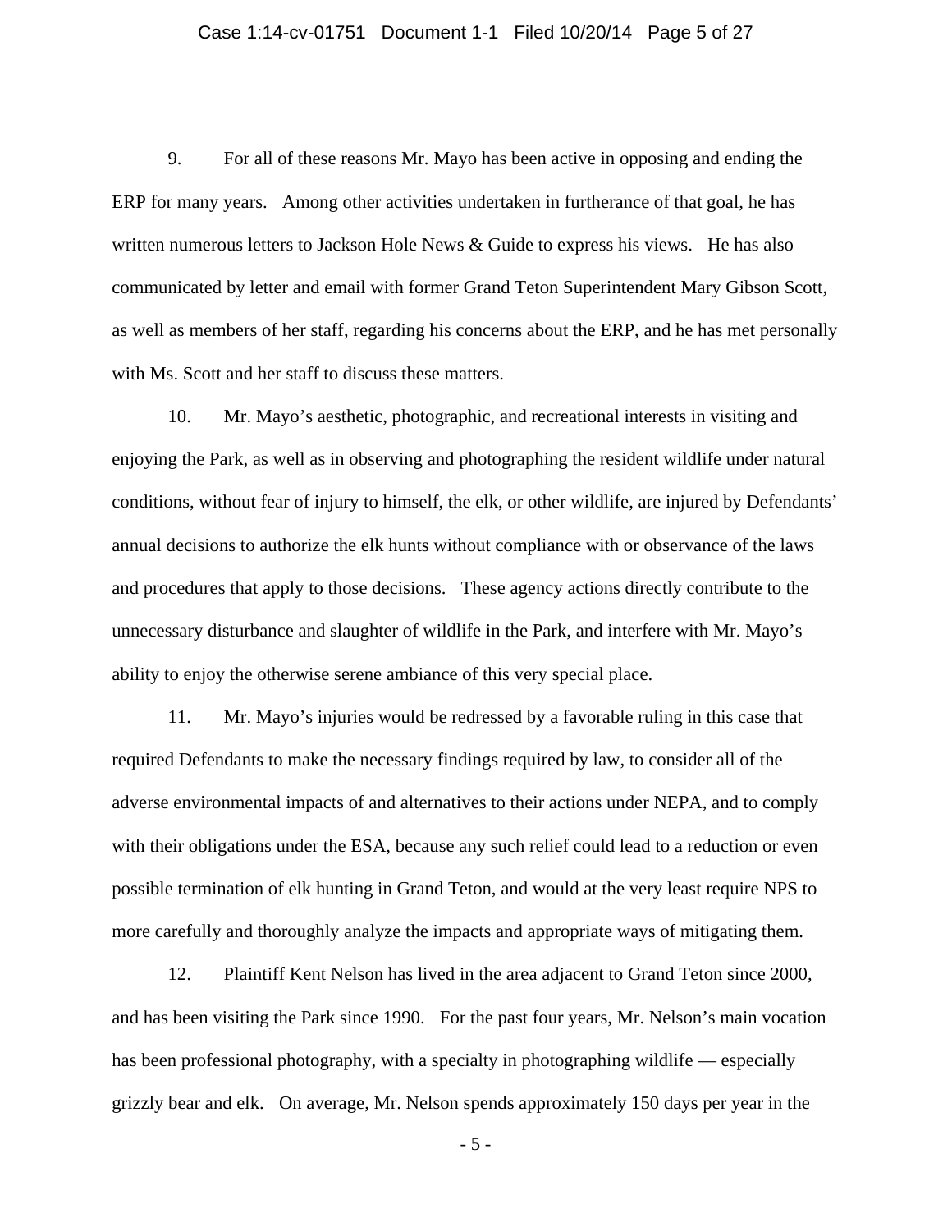9. For all of these reasons Mr. Mayo has been active in opposing and ending the ERP for many years. Among other activities undertaken in furtherance of that goal, he has written numerous letters to Jackson Hole News & Guide to express his views. He has also communicated by letter and email with former Grand Teton Superintendent Mary Gibson Scott, as well as members of her staff, regarding his concerns about the ERP, and he has met personally with Ms. Scott and her staff to discuss these matters.

10. Mr. Mayo's aesthetic, photographic, and recreational interests in visiting and enjoying the Park, as well as in observing and photographing the resident wildlife under natural conditions, without fear of injury to himself, the elk, or other wildlife, are injured by Defendants' annual decisions to authorize the elk hunts without compliance with or observance of the laws and procedures that apply to those decisions. These agency actions directly contribute to the unnecessary disturbance and slaughter of wildlife in the Park, and interfere with Mr. Mayo's ability to enjoy the otherwise serene ambiance of this very special place.

11. Mr. Mayo's injuries would be redressed by a favorable ruling in this case that required Defendants to make the necessary findings required by law, to consider all of the adverse environmental impacts of and alternatives to their actions under NEPA, and to comply with their obligations under the ESA, because any such relief could lead to a reduction or even possible termination of elk hunting in Grand Teton, and would at the very least require NPS to more carefully and thoroughly analyze the impacts and appropriate ways of mitigating them.

12. Plaintiff Kent Nelson has lived in the area adjacent to Grand Teton since 2000, and has been visiting the Park since 1990. For the past four years, Mr. Nelson's main vocation has been professional photography, with a specialty in photographing wildlife — especially grizzly bear and elk. On average, Mr. Nelson spends approximately 150 days per year in the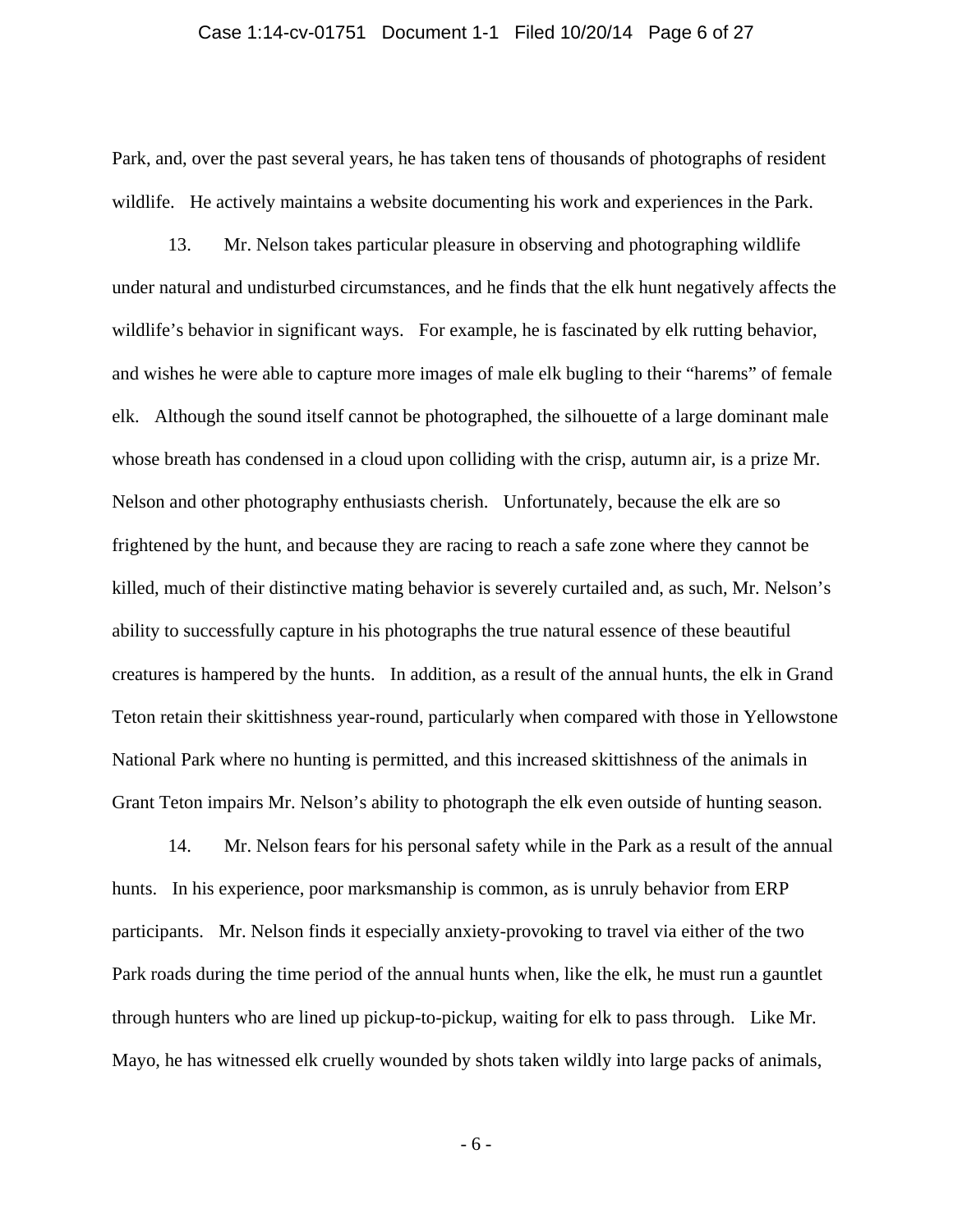Park, and, over the past several years, he has taken tens of thousands of photographs of resident wildlife. He actively maintains a website documenting his work and experiences in the Park.

13. Mr. Nelson takes particular pleasure in observing and photographing wildlife under natural and undisturbed circumstances, and he finds that the elk hunt negatively affects the wildlife's behavior in significant ways. For example, he is fascinated by elk rutting behavior, and wishes he were able to capture more images of male elk bugling to their "harems" of female elk. Although the sound itself cannot be photographed, the silhouette of a large dominant male whose breath has condensed in a cloud upon colliding with the crisp, autumn air, is a prize Mr. Nelson and other photography enthusiasts cherish. Unfortunately, because the elk are so frightened by the hunt, and because they are racing to reach a safe zone where they cannot be killed, much of their distinctive mating behavior is severely curtailed and, as such, Mr. Nelson's ability to successfully capture in his photographs the true natural essence of these beautiful creatures is hampered by the hunts. In addition, as a result of the annual hunts, the elk in Grand Teton retain their skittishness year-round, particularly when compared with those in Yellowstone National Park where no hunting is permitted, and this increased skittishness of the animals in Grant Teton impairs Mr. Nelson's ability to photograph the elk even outside of hunting season.

14. Mr. Nelson fears for his personal safety while in the Park as a result of the annual hunts. In his experience, poor marksmanship is common, as is unruly behavior from ERP participants. Mr. Nelson finds it especially anxiety-provoking to travel via either of the two Park roads during the time period of the annual hunts when, like the elk, he must run a gauntlet through hunters who are lined up pickup-to-pickup, waiting for elk to pass through. Like Mr. Mayo, he has witnessed elk cruelly wounded by shots taken wildly into large packs of animals,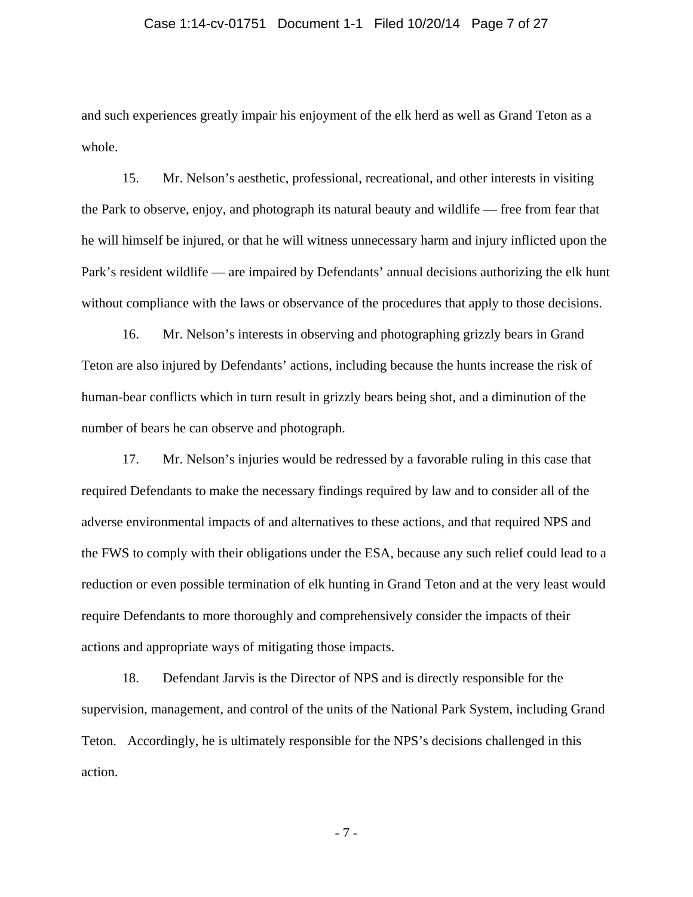and such experiences greatly impair his enjoyment of the elk herd as well as Grand Teton as a whole.

15. Mr. Nelson's aesthetic, professional, recreational, and other interests in visiting the Park to observe, enjoy, and photograph its natural beauty and wildlife — free from fear that he will himself be injured, or that he will witness unnecessary harm and injury inflicted upon the Park's resident wildlife — are impaired by Defendants' annual decisions authorizing the elk hunt without compliance with the laws or observance of the procedures that apply to those decisions.

16. Mr. Nelson's interests in observing and photographing grizzly bears in Grand Teton are also injured by Defendants' actions, including because the hunts increase the risk of human-bear conflicts which in turn result in grizzly bears being shot, and a diminution of the number of bears he can observe and photograph.

17. Mr. Nelson's injuries would be redressed by a favorable ruling in this case that required Defendants to make the necessary findings required by law and to consider all of the adverse environmental impacts of and alternatives to these actions, and that required NPS and the FWS to comply with their obligations under the ESA, because any such relief could lead to a reduction or even possible termination of elk hunting in Grand Teton and at the very least would require Defendants to more thoroughly and comprehensively consider the impacts of their actions and appropriate ways of mitigating those impacts.

18. Defendant Jarvis is the Director of NPS and is directly responsible for the supervision, management, and control of the units of the National Park System, including Grand Teton. Accordingly, he is ultimately responsible for the NPS's decisions challenged in this action.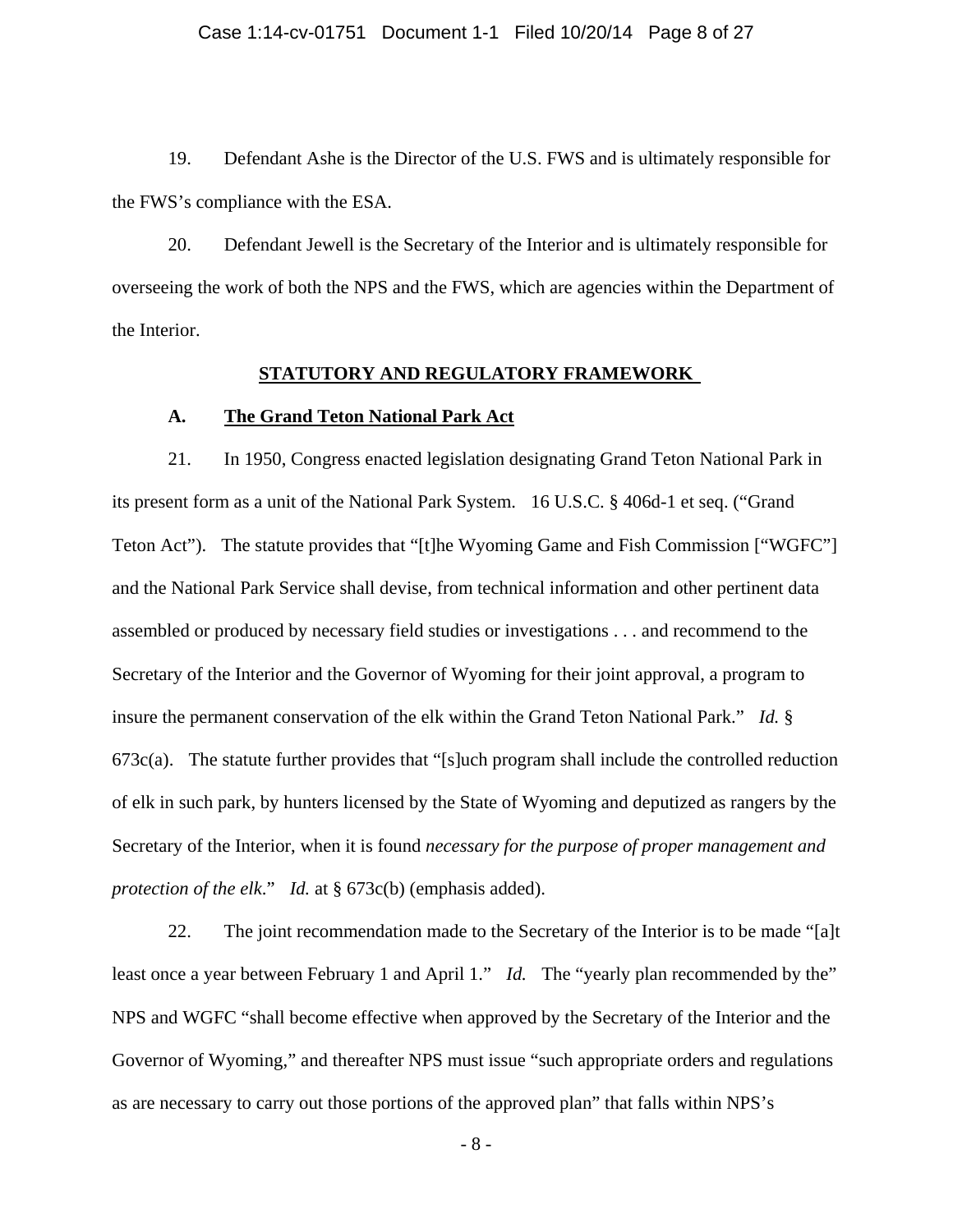19. Defendant Ashe is the Director of the U.S. FWS and is ultimately responsible for the FWS's compliance with the ESA.

20. Defendant Jewell is the Secretary of the Interior and is ultimately responsible for overseeing the work of both the NPS and the FWS, which are agencies within the Department of the Interior.

## STATUTORY AND REGULATORY FRAMEWORK

### A. The Grand Teton National Park Act

21. In 1950, Congress enacted legislation designating Grand Teton National Park in its present form as a unit of the National Park System. 16 U.S.C. § 406d-1 et seq. ("Grand Teton Act"). The statute provides that "[t]he Wyoming Game and Fish Commission ["WGFC"] and the National Park Service shall devise, from technical information and other pertinent data assembled or produced by necessary field studies or investigations . . . and recommend to the Secretary of the Interior and the Governor of Wyoming for their joint approval, a program to insure the permanent conservation of the elk within the Grand Teton National Park." *Id.* § 673c(a). The statute further provides that "[s]uch program shall include the controlled reduction of elk in such park, by hunters licensed by the State of Wyoming and deputized as rangers by the Secretary of the Interior, when it is found *necessary for the purpose of proper management and protection of the elk*." *Id.* at § 673c(b) (emphasis added).

22. The joint recommendation made to the Secretary of the Interior is to be made "[a]t least once a year between February 1 and April 1." *Id.* The "yearly plan recommended by the" NPS and WGFC "shall become effective when approved by the Secretary of the Interior and the Governor of Wyoming," and thereafter NPS must issue "such appropriate orders and regulations as are necessary to carry out those portions of the approved plan" that falls within NPS's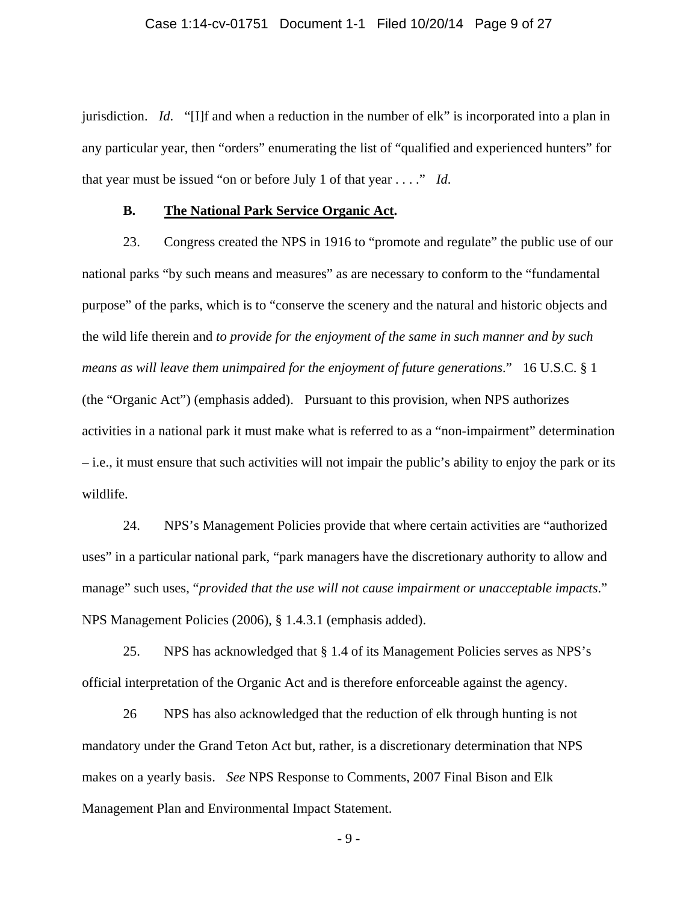jurisdiction. *Id.* "[I]f and when a reduction in the number of elk" is incorporated into a plan in any particular year, then "orders" enumerating the list of "qualified and experienced hunters" for that year must be issued "on or before July 1 of that year . . . ." *Id.*

**B. <u>The National Park Service Organic Act</u>.**

23. Congress created the NPS in 1916 to "promote and regulate" the public use of our national parks "by such means and measures" as are necessary to conform to the "fundamental purpose" of the parks, which is to "conserve the scenery and the natural and historic objects and the wild life therein and *to provide for the enjoyment of the same in such manner and by such means as will leave them unimpaired for the enjoyment of future generations*." 16 U.S.C. § 1 (the "Organic Act") (emphasis added). Pursuant to this provision, when NPS authorizes activities in a national park it must make what is referred to as a "non-impairment" determination – i.e., it must ensure that such activities will not impair the public's ability to enjoy the park or its wildlife.

24. NPS's Management Policies provide that where certain activities are "authorized uses" in a particular national park, "park managers have the discretionary authority to allow and manage" such uses, "*provided that the use will not cause impairment or unacceptable impacts*." NPS Management Policies (2006), § 1.4.3.1 (emphasis added).

25. NPS has acknowledged that § 1.4 of its Management Policies serves as NPS's official interpretation of the Organic Act and is therefore enforceable against the agency.

26 NPS has also acknowledged that the reduction of elk through hunting is not mandatory under the Grand Teton Act but, rather, is a discretionary determination that NPS makes on a yearly basis. *See* NPS Response to Comments, 2007 Final Bison and Elk Management Plan and Environmental Impact Statement.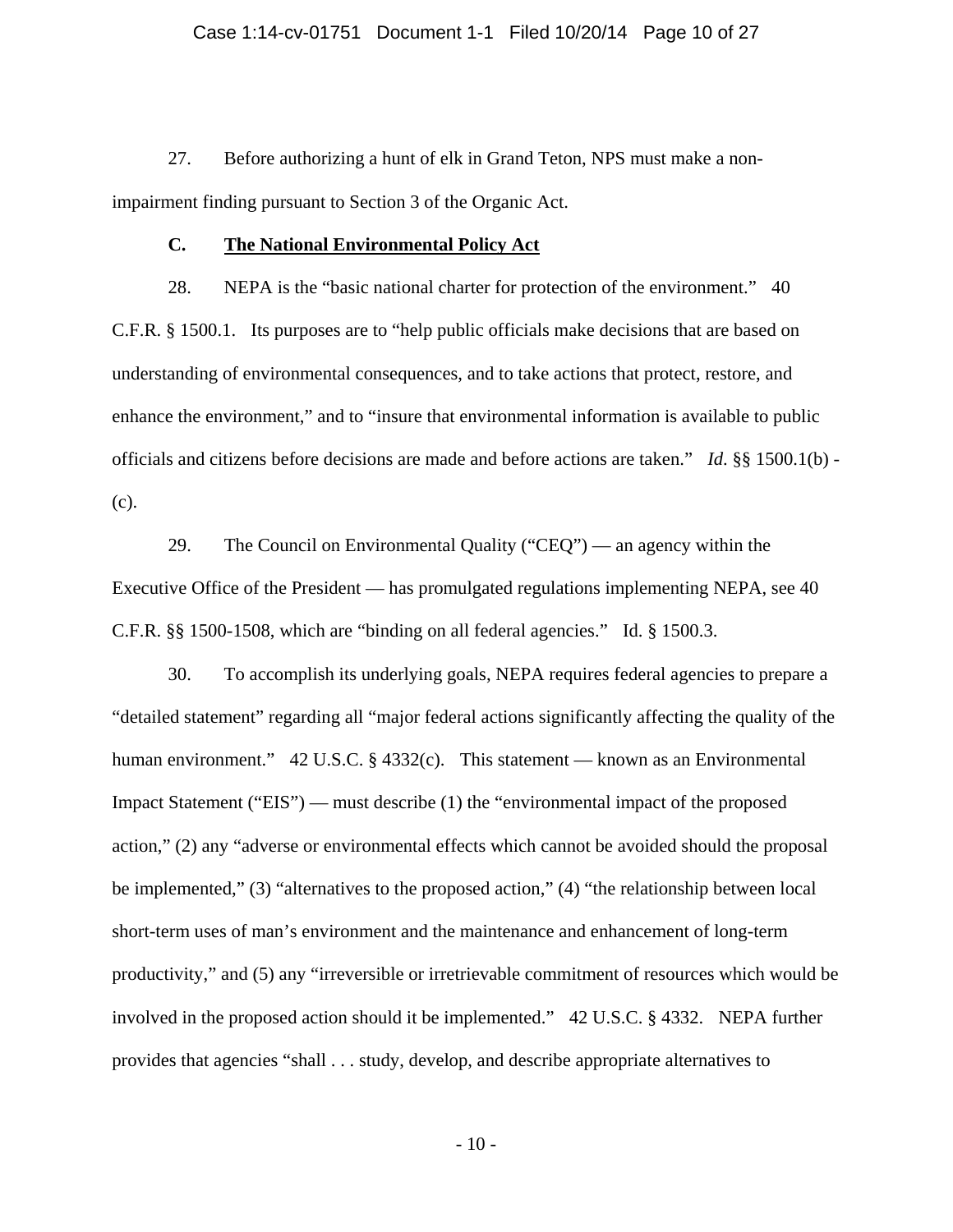27. Before authorizing a hunt of elk in Grand Teton, NPS must make a non-impairment finding pursuant to Section 3 of the Organic Act.

### C. The National Environmental Policy Act

28. NEPA is the "basic national charter for protection of the environment." 40 C.F.R. § 1500.1. Its purposes are to "help public officials make decisions that are based on understanding of environmental consequences, and to take actions that protect, restore, and enhance the environment," and to "insure that environmental information is available to public officials and citizens before decisions are made and before actions are taken." *Id*. §§ 1500.1(b) - (c).

29. The Council on Environmental Quality ("CEQ") — an agency within the Executive Office of the President — has promulgated regulations implementing NEPA, see 40 C.F.R. §§ 1500-1508, which are "binding on all federal agencies." Id. § 1500.3.

30. To accomplish its underlying goals, NEPA requires federal agencies to prepare a "detailed statement" regarding all "major federal actions significantly affecting the quality of the human environment." 42 U.S.C. § 4332(c). This statement — known as an Environmental Impact Statement ("EIS") — must describe (1) the "environmental impact of the proposed action," (2) any "adverse or environmental effects which cannot be avoided should the proposal be implemented," (3) "alternatives to the proposed action," (4) "the relationship between local short-term uses of man's environment and the maintenance and enhancement of long-term productivity," and (5) any "irreversible or irretrievable commitment of resources which would be involved in the proposed action should it be implemented." 42 U.S.C. § 4332. NEPA further provides that agencies "shall . . . study, develop, and describe appropriate alternatives to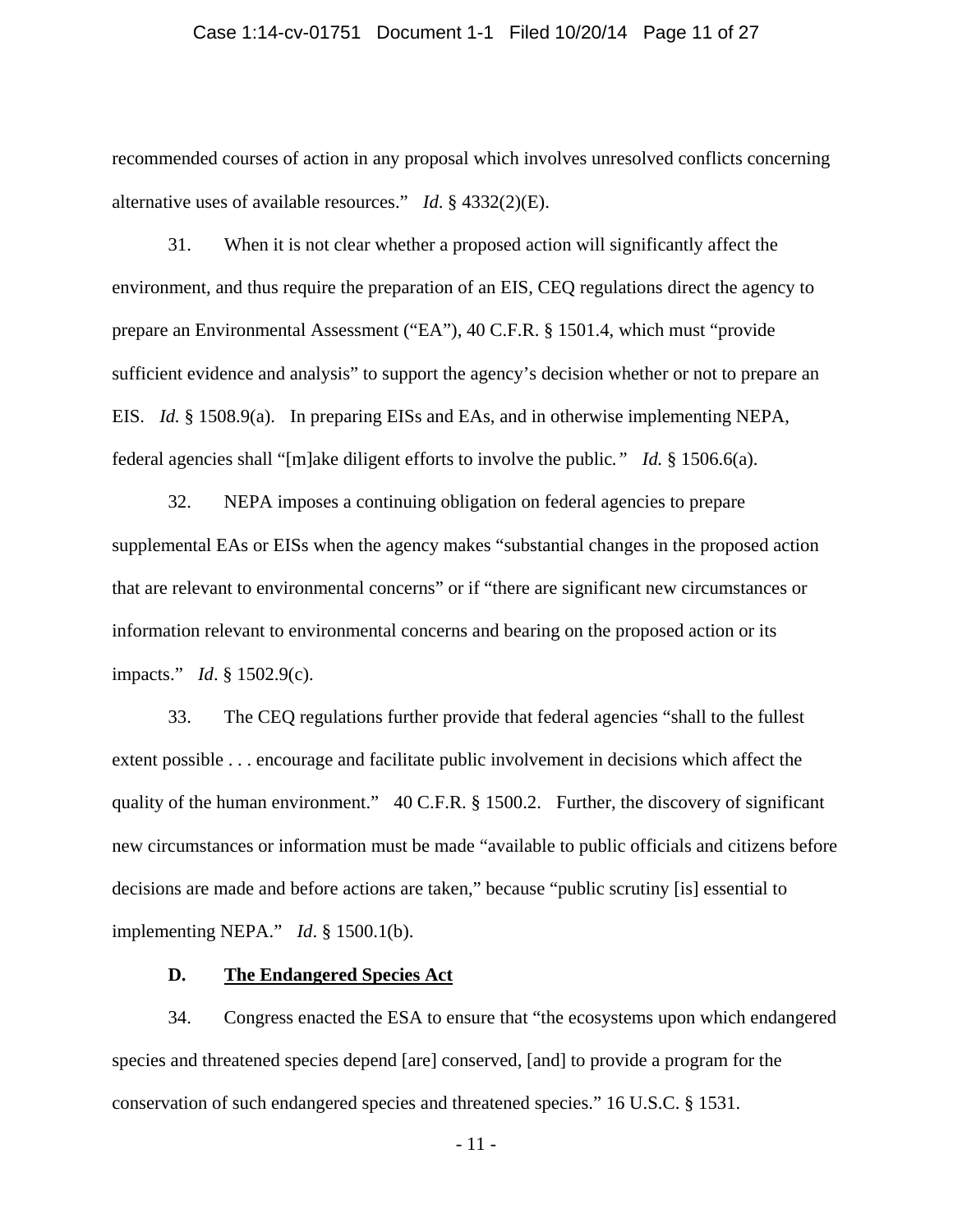recommended courses of action in any proposal which involves unresolved conflicts concerning alternative uses of available resources." *Id.* § 4332(2)(E).

31. When it is not clear whether a proposed action will significantly affect the environment, and thus require the preparation of an EIS, CEQ regulations direct the agency to prepare an Environmental Assessment ("EA"), 40 C.F.R. § 1501.4, which must "provide sufficient evidence and analysis" to support the agency's decision whether or not to prepare an EIS. *Id.* § 1508.9(a). In preparing EISs and EAs, and in otherwise implementing NEPA, federal agencies shall "[m]ake diligent efforts to involve the public." *Id.* § 1506.6(a).

32. NEPA imposes a continuing obligation on federal agencies to prepare supplemental EAs or EISs when the agency makes "substantial changes in the proposed action that are relevant to environmental concerns" or if "there are significant new circumstances or information relevant to environmental concerns and bearing on the proposed action or its impacts." *Id*. § 1502.9(c).

33. The CEQ regulations further provide that federal agencies "shall to the fullest extent possible . . . encourage and facilitate public involvement in decisions which affect the quality of the human environment." 40 C.F.R. § 1500.2. Further, the discovery of significant new circumstances or information must be made "available to public officials and citizens before decisions are made and before actions are taken," because "public scrutiny [is] essential to implementing NEPA." *Id*. § 1500.1(b).

### D. The Endangered Species Act

34. Congress enacted the ESA to ensure that "the ecosystems upon which endangered species and threatened species depend [are] conserved, [and] to provide a program for the conservation of such endangered species and threatened species." 16 U.S.C. § 1531.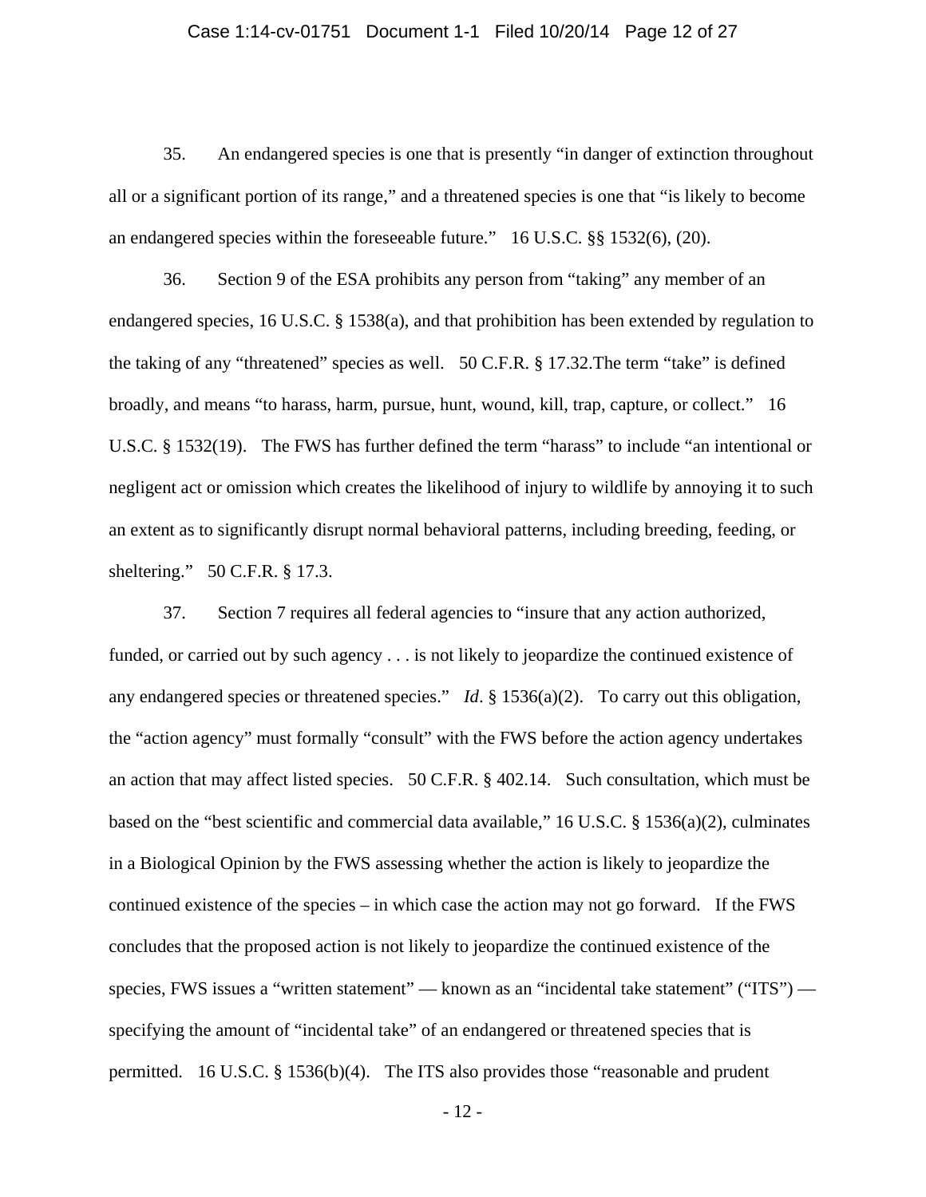35. An endangered species is one that is presently "in danger of extinction throughout all or a significant portion of its range," and a threatened species is one that "is likely to become an endangered species within the foreseeable future." 16 U.S.C. §§ 1532(6), (20).

36. Section 9 of the ESA prohibits any person from "taking" any member of an endangered species, 16 U.S.C. § 1538(a), and that prohibition has been extended by regulation to the taking of any "threatened" species as well. 50 C.F.R. § 17.32.The term "take" is defined broadly, and means "to harass, harm, pursue, hunt, wound, kill, trap, capture, or collect." 16 U.S.C. § 1532(19). The FWS has further defined the term "harass" to include "an intentional or negligent act or omission which creates the likelihood of injury to wildlife by annoying it to such an extent as to significantly disrupt normal behavioral patterns, including breeding, feeding, or sheltering." 50 C.F.R. § 17.3.

37. Section 7 requires all federal agencies to "insure that any action authorized, funded, or carried out by such agency . . . is not likely to jeopardize the continued existence of any endangered species or threatened species." *Id*. § 1536(a)(2). To carry out this obligation, the "action agency" must formally "consult" with the FWS before the action agency undertakes an action that may affect listed species. 50 C.F.R. § 402.14. Such consultation, which must be based on the "best scientific and commercial data available," 16 U.S.C. § 1536(a)(2), culminates in a Biological Opinion by the FWS assessing whether the action is likely to jeopardize the continued existence of the species – in which case the action may not go forward. If the FWS concludes that the proposed action is not likely to jeopardize the continued existence of the species, FWS issues a "written statement" — known as an "incidental take statement" ("ITS") — specifying the amount of "incidental take" of an endangered or threatened species that is permitted. 16 U.S.C. § 1536(b)(4). The ITS also provides those "reasonable and prudent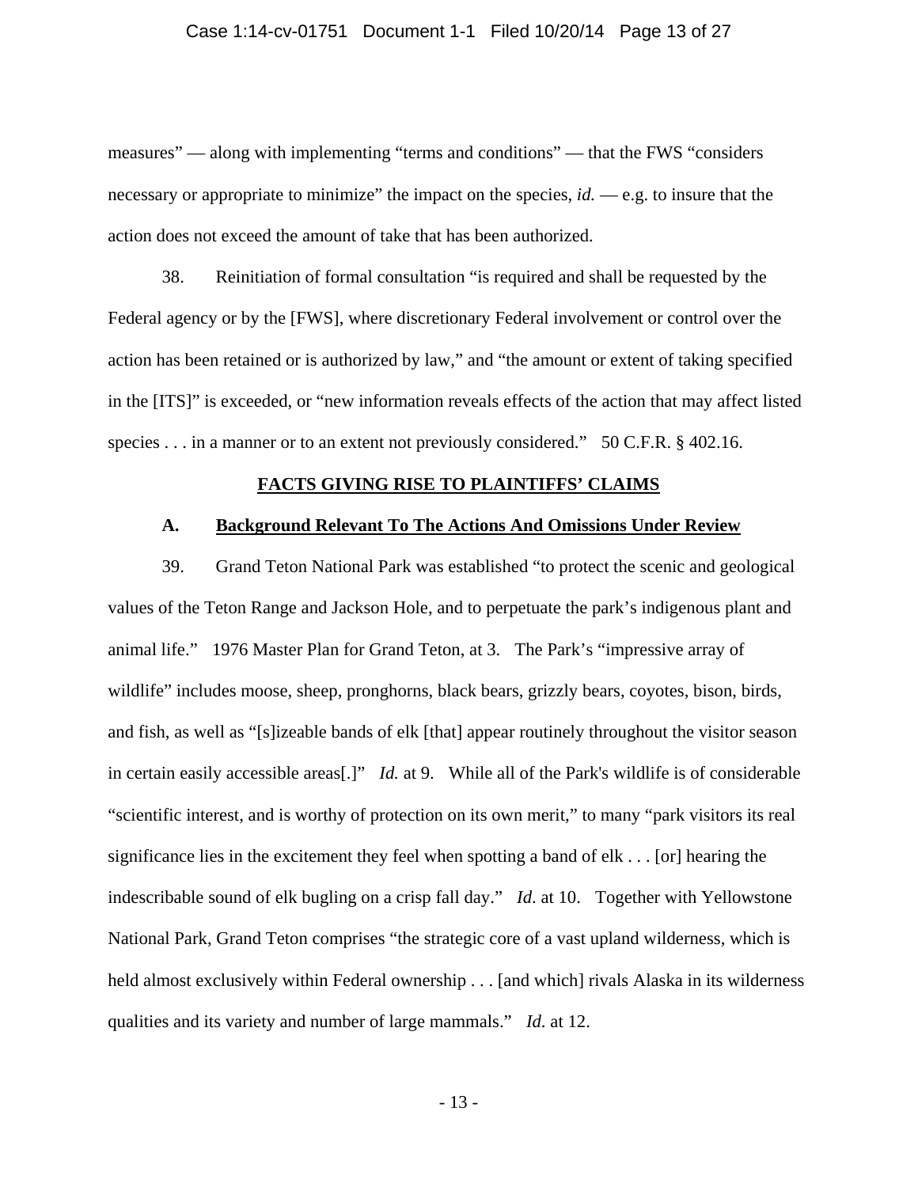measures" — along with implementing "terms and conditions" — that the FWS "considers necessary or appropriate to minimize" the impact on the species, *id.* — e.g. to insure that the action does not exceed the amount of take that has been authorized.

38. Reinitiation of formal consultation "is required and shall be requested by the Federal agency or by the [FWS], where discretionary Federal involvement or control over the action has been retained or is authorized by law," and "the amount or extent of taking specified in the [ITS]" is exceeded, or "new information reveals effects of the action that may affect listed species . . . in a manner or to an extent not previously considered." 50 C.F.R. § 402.16.

## **FACTS GIVING RISE TO PLAINTIFFS' CLAIMS**

### **A. Background Relevant To The Actions And Omissions Under Review**

39. Grand Teton National Park was established "to protect the scenic and geological values of the Teton Range and Jackson Hole, and to perpetuate the park's indigenous plant and animal life." 1976 Master Plan for Grand Teton, at 3. The Park's "impressive array of wildlife" includes moose, sheep, pronghorns, black bears, grizzly bears, coyotes, bison, birds, and fish, as well as "[s]izeable bands of elk [that] appear routinely throughout the visitor season in certain easily accessible areas[.]" *Id.* at 9. While all of the Park's wildlife is of considerable "scientific interest, and is worthy of protection on its own merit," to many "park visitors its real significance lies in the excitement they feel when spotting a band of elk . . . [or] hearing the indescribable sound of elk bugling on a crisp fall day." *Id.* at 10. Together with Yellowstone National Park, Grand Teton comprises "the strategic core of a vast upland wilderness, which is held almost exclusively within Federal ownership . . . [and which] rivals Alaska in its wilderness qualities and its variety and number of large mammals." *Id.* at 12.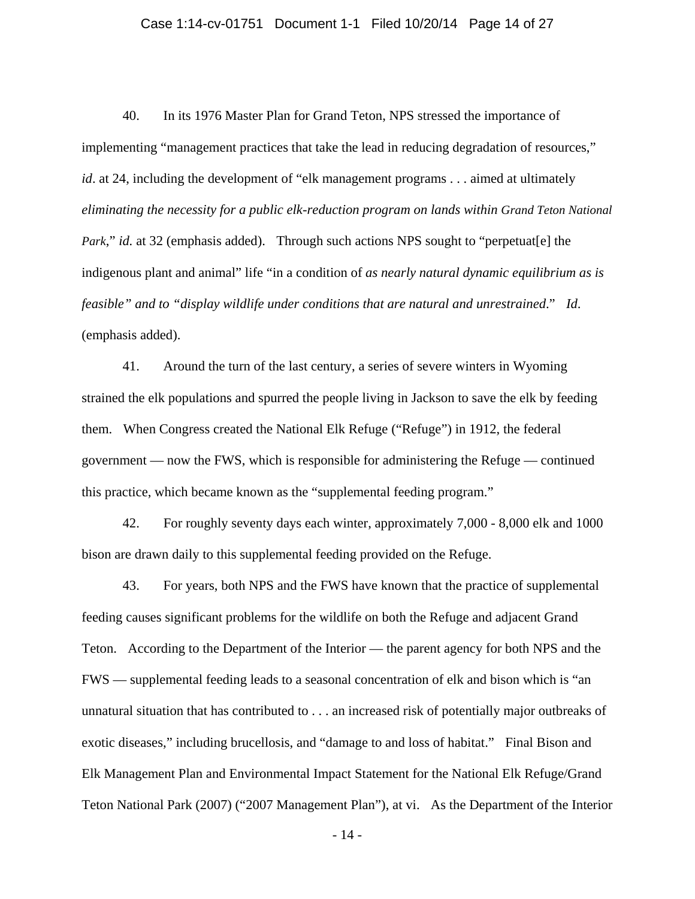40. In its 1976 Master Plan for Grand Teton, NPS stressed the importance of implementing "management practices that take the lead in reducing degradation of resources," *id*. at 24, including the development of "elk management programs . . . aimed at ultimately *eliminating the necessity for a public elk-reduction program on lands within Grand Teton National Park*," *id.* at 32 (emphasis added). Through such actions NPS sought to "perpetuat[e] the indigenous plant and animal" life "in a condition of *as nearly natural dynamic equilibrium as is feasible" and to "display wildlife under conditions that are natural and unrestrained*." *Id*. (emphasis added).

41. Around the turn of the last century, a series of severe winters in Wyoming strained the elk populations and spurred the people living in Jackson to save the elk by feeding them. When Congress created the National Elk Refuge ("Refuge") in 1912, the federal government — now the FWS, which is responsible for administering the Refuge — continued this practice, which became known as the "supplemental feeding program."

42. For roughly seventy days each winter, approximately 7,000 - 8,000 elk and 1000 bison are drawn daily to this supplemental feeding provided on the Refuge.

43. For years, both NPS and the FWS have known that the practice of supplemental feeding causes significant problems for the wildlife on both the Refuge and adjacent Grand Teton. According to the Department of the Interior — the parent agency for both NPS and the FWS — supplemental feeding leads to a seasonal concentration of elk and bison which is "an unnatural situation that has contributed to . . . an increased risk of potentially major outbreaks of exotic diseases," including brucellosis, and "damage to and loss of habitat." Final Bison and Elk Management Plan and Environmental Impact Statement for the National Elk Refuge/Grand Teton National Park (2007) ("2007 Management Plan"), at vi. As the Department of the Interior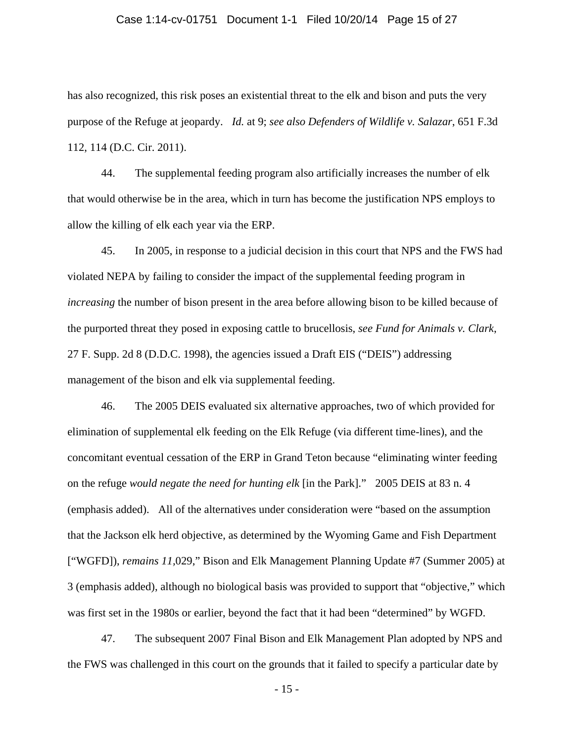has also recognized, this risk poses an existential threat to the elk and bison and puts the very purpose of the Refuge at jeopardy. *Id.* at 9; *see also Defenders of Wildlife v. Salazar*, 651 F.3d 112, 114 (D.C. Cir. 2011).

44. The supplemental feeding program also artificially increases the number of elk that would otherwise be in the area, which in turn has become the justification NPS employs to allow the killing of elk each year via the ERP.

45. In 2005, in response to a judicial decision in this court that NPS and the FWS had violated NEPA by failing to consider the impact of the supplemental feeding program in *increasing* the number of bison present in the area before allowing bison to be killed because of the purported threat they posed in exposing cattle to brucellosis, *see Fund for Animals v. Clark*, 27 F. Supp. 2d 8 (D.D.C. 1998), the agencies issued a Draft EIS ("DEIS") addressing management of the bison and elk via supplemental feeding.

46. The 2005 DEIS evaluated six alternative approaches, two of which provided for elimination of supplemental elk feeding on the Elk Refuge (via different time-lines), and the concomitant eventual cessation of the ERP in Grand Teton because "eliminating winter feeding on the refuge *would negate the need for hunting elk* [in the Park]." 2005 DEIS at 83 n. 4 (emphasis added). All of the alternatives under consideration were "based on the assumption that the Jackson elk herd objective, as determined by the Wyoming Game and Fish Department ["WGFD]), *remains 11*,029," Bison and Elk Management Planning Update #7 (Summer 2005) at 3 (emphasis added), although no biological basis was provided to support that "objective," which was first set in the 1980s or earlier, beyond the fact that it had been "determined" by WGFD.

47. The subsequent 2007 Final Bison and Elk Management Plan adopted by NPS and the FWS was challenged in this court on the grounds that it failed to specify a particular date by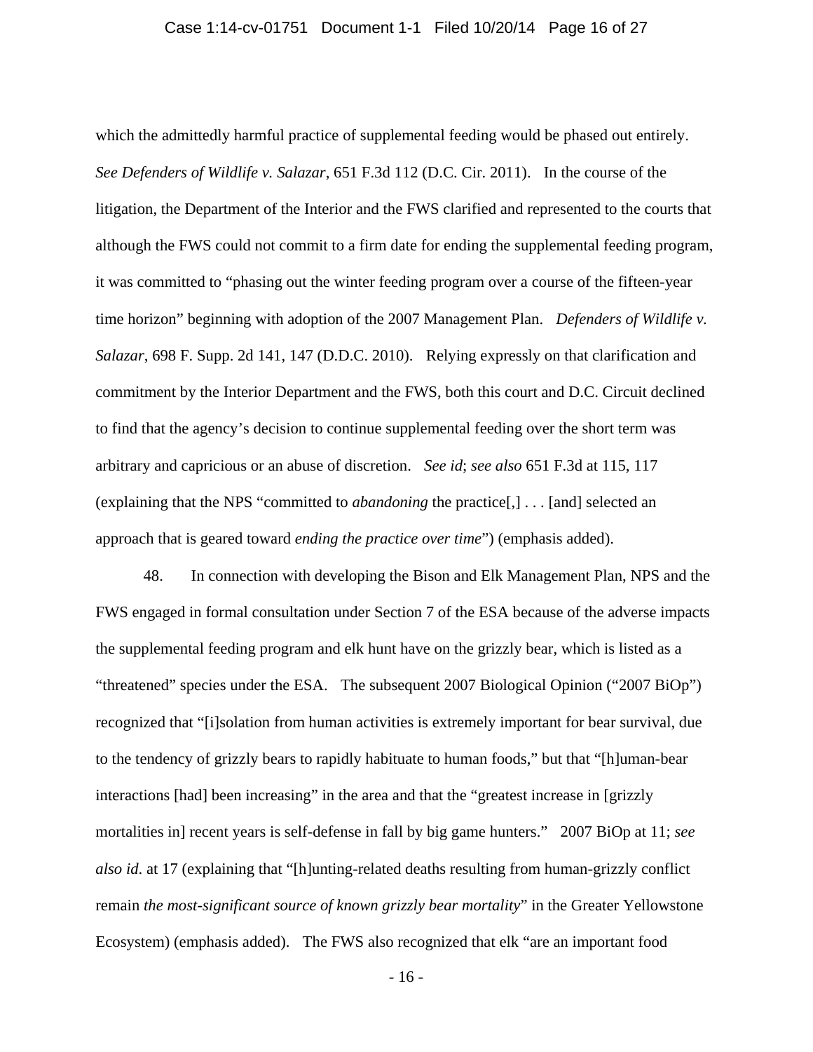which the admittedly harmful practice of supplemental feeding would be phased out entirely. *See Defenders of Wildlife v. Salazar*, 651 F.3d 112 (D.C. Cir. 2011). In the course of the litigation, the Department of the Interior and the FWS clarified and represented to the courts that although the FWS could not commit to a firm date for ending the supplemental feeding program, it was committed to "phasing out the winter feeding program over a course of the fifteen-year time horizon" beginning with adoption of the 2007 Management Plan. *Defenders of Wildlife v. Salazar*, 698 F. Supp. 2d 141, 147 (D.D.C. 2010). Relying expressly on that clarification and commitment by the Interior Department and the FWS, both this court and D.C. Circuit declined to find that the agency's decision to continue supplemental feeding over the short term was arbitrary and capricious or an abuse of discretion. *See id*; *see also* 651 F.3d at 115, 117 (explaining that the NPS "committed to *abandoning* the practice[,] . . . [and] selected an approach that is geared toward *ending the practice over time*") (emphasis added).

48. In connection with developing the Bison and Elk Management Plan, NPS and the FWS engaged in formal consultation under Section 7 of the ESA because of the adverse impacts the supplemental feeding program and elk hunt have on the grizzly bear, which is listed as a "threatened" species under the ESA. The subsequent 2007 Biological Opinion ("2007 BiOp") recognized that "[i]solation from human activities is extremely important for bear survival, due to the tendency of grizzly bears to rapidly habituate to human foods," but that "[h]uman-bear interactions [had] been increasing" in the area and that the "greatest increase in [grizzly mortalities in] recent years is self-defense in fall by big game hunters." 2007 BiOp at 11; *see also id.* at 17 (explaining that "[h]unting-related deaths resulting from human-grizzly conflict remain *the most-significant source of known grizzly bear mortality*" in the Greater Yellowstone Ecosystem) (emphasis added). The FWS also recognized that elk "are an important food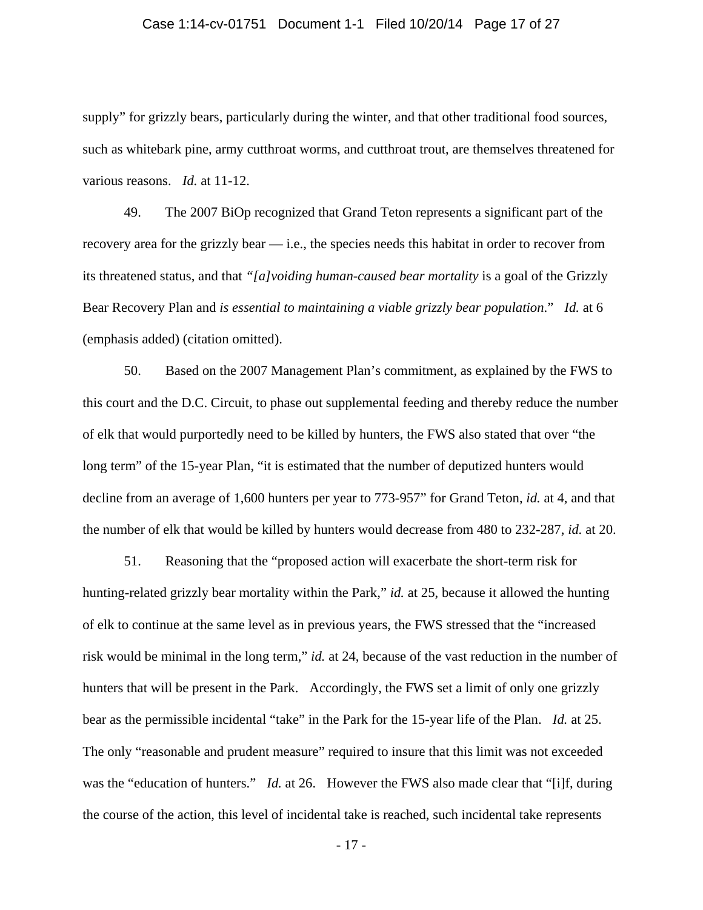supply" for grizzly bears, particularly during the winter, and that other traditional food sources, such as whitebark pine, army cutthroat worms, and cutthroat trout, are themselves threatened for various reasons. *Id.* at 11-12.

49. The 2007 BiOp recognized that Grand Teton represents a significant part of the recovery area for the grizzly bear — i.e., the species needs this habitat in order to recover from its threatened status, and that *"[a]voiding human-caused bear mortality* is a goal of the Grizzly Bear Recovery Plan and *is essential to maintaining a viable grizzly bear population*." *Id.* at 6 (emphasis added) (citation omitted).

50. Based on the 2007 Management Plan's commitment, as explained by the FWS to this court and the D.C. Circuit, to phase out supplemental feeding and thereby reduce the number of elk that would purportedly need to be killed by hunters, the FWS also stated that over "the long term" of the 15-year Plan, "it is estimated that the number of deputized hunters would decline from an average of 1,600 hunters per year to 773-957" for Grand Teton, *id.* at 4, and that the number of elk that would be killed by hunters would decrease from 480 to 232-287, *id.* at 20.

51. Reasoning that the "proposed action will exacerbate the short-term risk for hunting-related grizzly bear mortality within the Park," *id.* at 25, because it allowed the hunting of elk to continue at the same level as in previous years, the FWS stressed that the "increased risk would be minimal in the long term," *id.* at 24, because of the vast reduction in the number of hunters that will be present in the Park. Accordingly, the FWS set a limit of only one grizzly bear as the permissible incidental "take" in the Park for the 15-year life of the Plan. *Id.* at 25. The only "reasonable and prudent measure" required to insure that this limit was not exceeded was the "education of hunters." *Id.* at 26. However the FWS also made clear that "[i]f, during the course of the action, this level of incidental take is reached, such incidental take represents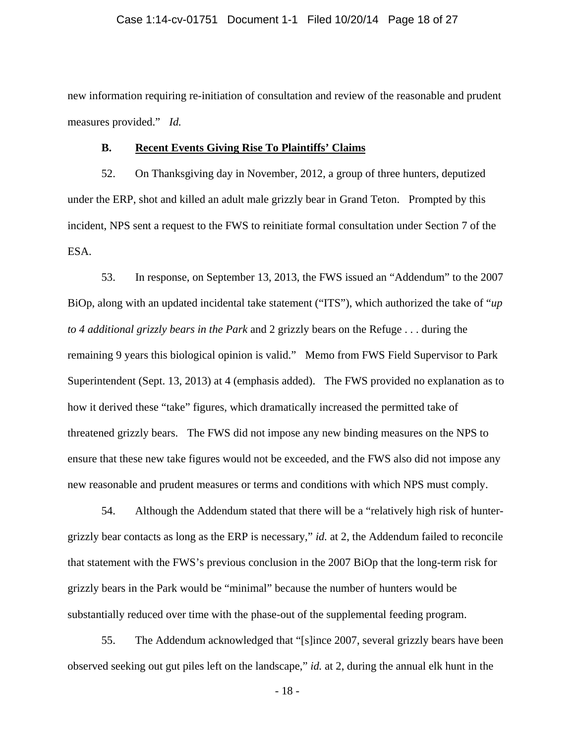new information requiring re-initiation of consultation and review of the reasonable and prudent measures provided." *Id.*

### B. Recent Events Giving Rise To Plaintiffs' Claims

52. On Thanksgiving day in November, 2012, a group of three hunters, deputized under the ERP, shot and killed an adult male grizzly bear in Grand Teton. Prompted by this incident, NPS sent a request to the FWS to reinitiate formal consultation under Section 7 of the ESA.

53. In response, on September 13, 2013, the FWS issued an "Addendum" to the 2007 BiOp, along with an updated incidental take statement ("ITS"), which authorized the take of "*up to 4 additional grizzly bears in the Park* and 2 grizzly bears on the Refuge . . . during the remaining 9 years this biological opinion is valid." Memo from FWS Field Supervisor to Park Superintendent (Sept. 13, 2013) at 4 (emphasis added). The FWS provided no explanation as to how it derived these "take" figures, which dramatically increased the permitted take of threatened grizzly bears. The FWS did not impose any new binding measures on the NPS to ensure that these new take figures would not be exceeded, and the FWS also did not impose any new reasonable and prudent measures or terms and conditions with which NPS must comply.

54. Although the Addendum stated that there will be a "relatively high risk of hunter-grizzly bear contacts as long as the ERP is necessary," *id.* at 2, the Addendum failed to reconcile that statement with the FWS's previous conclusion in the 2007 BiOp that the long-term risk for grizzly bears in the Park would be "minimal" because the number of hunters would be substantially reduced over time with the phase-out of the supplemental feeding program.

55. The Addendum acknowledged that "[s]ince 2007, several grizzly bears have been observed seeking out gut piles left on the landscape," *id.* at 2, during the annual elk hunt in the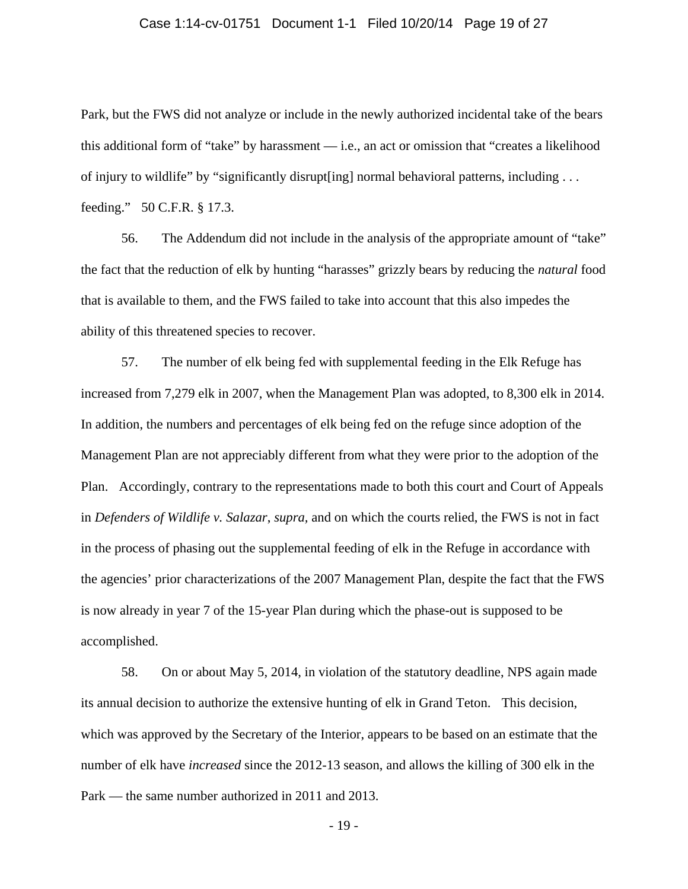Park, but the FWS did not analyze or include in the newly authorized incidental take of the bears this additional form of "take" by harassment — i.e., an act or omission that "creates a likelihood of injury to wildlife" by "significantly disrupt[ing] normal behavioral patterns, including . . . feeding." 50 C.F.R. § 17.3.

56. The Addendum did not include in the analysis of the appropriate amount of "take" the fact that the reduction of elk by hunting "harasses" grizzly bears by reducing the *natural* food that is available to them, and the FWS failed to take into account that this also impedes the ability of this threatened species to recover.

57. The number of elk being fed with supplemental feeding in the Elk Refuge has increased from 7,279 elk in 2007, when the Management Plan was adopted, to 8,300 elk in 2014. In addition, the numbers and percentages of elk being fed on the refuge since adoption of the Management Plan are not appreciably different from what they were prior to the adoption of the Plan. Accordingly, contrary to the representations made to both this court and Court of Appeals in *Defenders of Wildlife v. Salazar*, *supra*, and on which the courts relied, the FWS is not in fact in the process of phasing out the supplemental feeding of elk in the Refuge in accordance with the agencies' prior characterizations of the 2007 Management Plan, despite the fact that the FWS is now already in year 7 of the 15-year Plan during which the phase-out is supposed to be accomplished.

58. On or about May 5, 2014, in violation of the statutory deadline, NPS again made its annual decision to authorize the extensive hunting of elk in Grand Teton. This decision, which was approved by the Secretary of the Interior, appears to be based on an estimate that the number of elk have *increased* since the 2012-13 season, and allows the killing of 300 elk in the Park — the same number authorized in 2011 and 2013.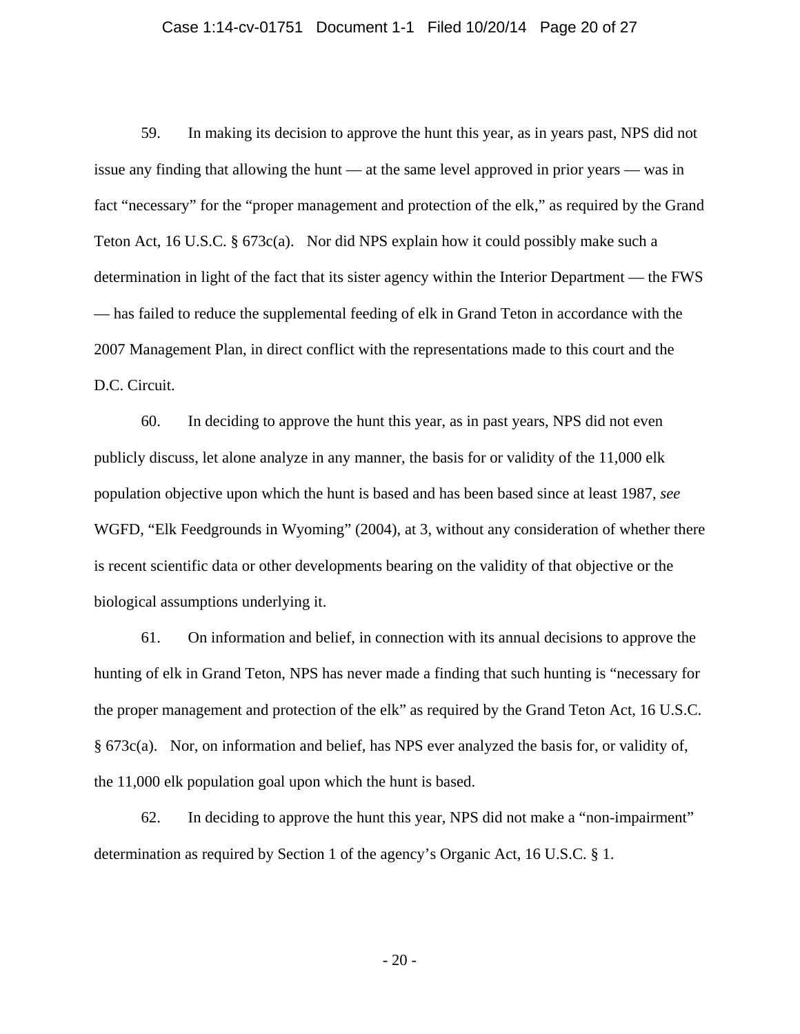59. In making its decision to approve the hunt this year, as in years past, NPS did not issue any finding that allowing the hunt — at the same level approved in prior years — was in fact "necessary" for the "proper management and protection of the elk," as required by the Grand Teton Act, 16 U.S.C. § 673c(a). Nor did NPS explain how it could possibly make such a determination in light of the fact that its sister agency within the Interior Department — the FWS — has failed to reduce the supplemental feeding of elk in Grand Teton in accordance with the 2007 Management Plan, in direct conflict with the representations made to this court and the D.C. Circuit.

60. In deciding to approve the hunt this year, as in past years, NPS did not even publicly discuss, let alone analyze in any manner, the basis for or validity of the 11,000 elk population objective upon which the hunt is based and has been based since at least 1987, *see* WGFD, "Elk Feedgrounds in Wyoming" (2004), at 3, without any consideration of whether there is recent scientific data or other developments bearing on the validity of that objective or the biological assumptions underlying it.

61. On information and belief, in connection with its annual decisions to approve the hunting of elk in Grand Teton, NPS has never made a finding that such hunting is "necessary for the proper management and protection of the elk" as required by the Grand Teton Act, 16 U.S.C. § 673c(a). Nor, on information and belief, has NPS ever analyzed the basis for, or validity of, the 11,000 elk population goal upon which the hunt is based.

62. In deciding to approve the hunt this year, NPS did not make a "non-impairment" determination as required by Section 1 of the agency's Organic Act, 16 U.S.C. § 1.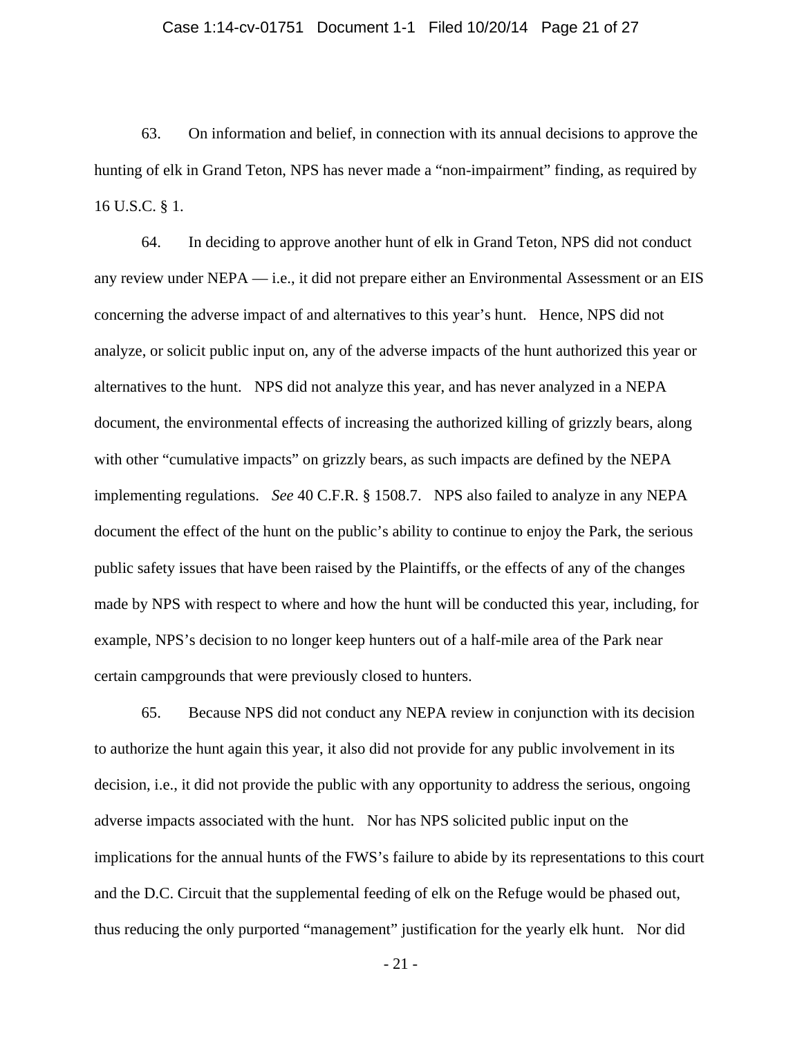63. On information and belief, in connection with its annual decisions to approve the hunting of elk in Grand Teton, NPS has never made a "non-impairment" finding, as required by 16 U.S.C. § 1.

64. In deciding to approve another hunt of elk in Grand Teton, NPS did not conduct any review under NEPA — i.e., it did not prepare either an Environmental Assessment or an EIS concerning the adverse impact of and alternatives to this year's hunt. Hence, NPS did not analyze, or solicit public input on, any of the adverse impacts of the hunt authorized this year or alternatives to the hunt. NPS did not analyze this year, and has never analyzed in a NEPA document, the environmental effects of increasing the authorized killing of grizzly bears, along with other "cumulative impacts" on grizzly bears, as such impacts are defined by the NEPA implementing regulations. *See* 40 C.F.R. § 1508.7. NPS also failed to analyze in any NEPA document the effect of the hunt on the public's ability to continue to enjoy the Park, the serious public safety issues that have been raised by the Plaintiffs, or the effects of any of the changes made by NPS with respect to where and how the hunt will be conducted this year, including, for example, NPS's decision to no longer keep hunters out of a half-mile area of the Park near certain campgrounds that were previously closed to hunters.

65. Because NPS did not conduct any NEPA review in conjunction with its decision to authorize the hunt again this year, it also did not provide for any public involvement in its decision, i.e., it did not provide the public with any opportunity to address the serious, ongoing adverse impacts associated with the hunt. Nor has NPS solicited public input on the implications for the annual hunts of the FWS's failure to abide by its representations to this court and the D.C. Circuit that the supplemental feeding of elk on the Refuge would be phased out, thus reducing the only purported "management" justification for the yearly elk hunt. Nor did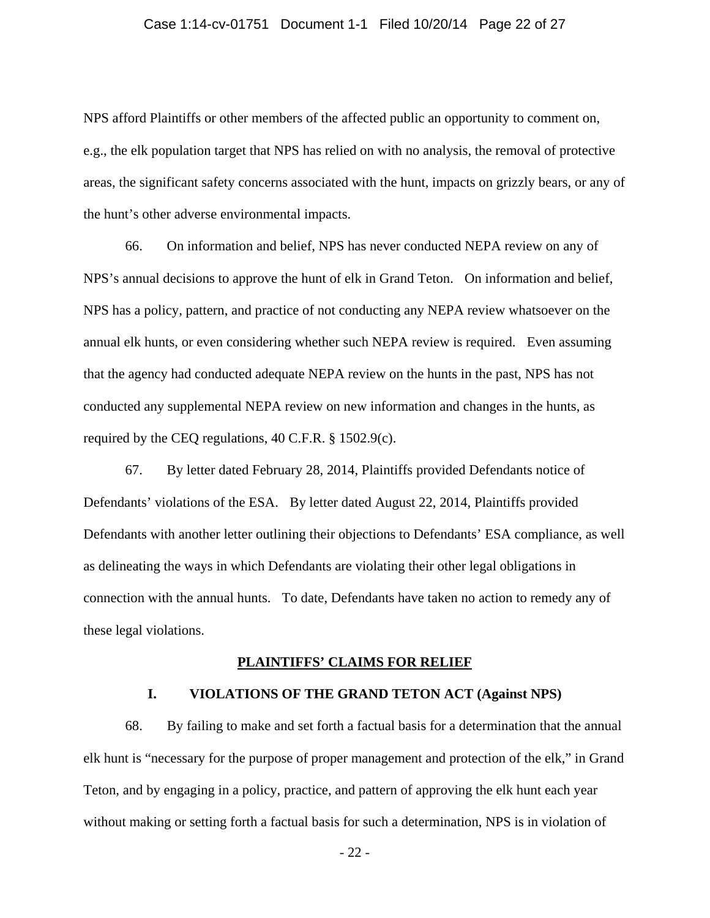NPS afford Plaintiffs or other members of the affected public an opportunity to comment on, e.g., the elk population target that NPS has relied on with no analysis, the removal of protective areas, the significant safety concerns associated with the hunt, impacts on grizzly bears, or any of the hunt's other adverse environmental impacts.

66. On information and belief, NPS has never conducted NEPA review on any of NPS's annual decisions to approve the hunt of elk in Grand Teton. On information and belief, NPS has a policy, pattern, and practice of not conducting any NEPA review whatsoever on the annual elk hunts, or even considering whether such NEPA review is required. Even assuming that the agency had conducted adequate NEPA review on the hunts in the past, NPS has not conducted any supplemental NEPA review on new information and changes in the hunts, as required by the CEQ regulations, 40 C.F.R. § 1502.9(c).

67. By letter dated February 28, 2014, Plaintiffs provided Defendants notice of Defendants' violations of the ESA. By letter dated August 22, 2014, Plaintiffs provided Defendants with another letter outlining their objections to Defendants' ESA compliance, as well as delineating the ways in which Defendants are violating their other legal obligations in connection with the annual hunts. To date, Defendants have taken no action to remedy any of these legal violations.

## PLAINTIFFS' CLAIMS FOR RELIEF

### I. VIOLATIONS OF THE GRAND TETON ACT (Against NPS)

68. By failing to make and set forth a factual basis for a determination that the annual elk hunt is "necessary for the purpose of proper management and protection of the elk," in Grand Teton, and by engaging in a policy, practice, and pattern of approving the elk hunt each year without making or setting forth a factual basis for such a determination, NPS is in violation of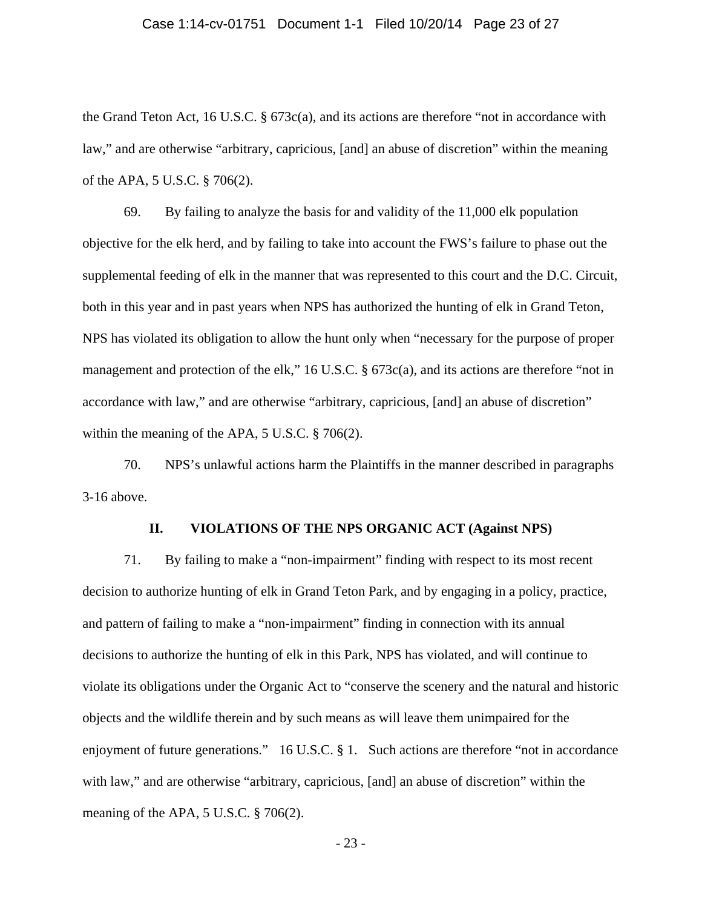the Grand Teton Act, 16 U.S.C. § 673c(a), and its actions are therefore "not in accordance with law," and are otherwise "arbitrary, capricious, [and] an abuse of discretion" within the meaning of the APA, 5 U.S.C. § 706(2).

69. By failing to analyze the basis for and validity of the 11,000 elk population objective for the elk herd, and by failing to take into account the FWS's failure to phase out the supplemental feeding of elk in the manner that was represented to this court and the D.C. Circuit, both in this year and in past years when NPS has authorized the hunting of elk in Grand Teton, NPS has violated its obligation to allow the hunt only when "necessary for the purpose of proper management and protection of the elk," 16 U.S.C. § 673c(a), and its actions are therefore "not in accordance with law," and are otherwise "arbitrary, capricious, [and] an abuse of discretion" within the meaning of the APA, 5 U.S.C. § 706(2).

70. NPS's unlawful actions harm the Plaintiffs in the manner described in paragraphs 3-16 above.

## II. VIOLATIONS OF THE NPS ORGANIC ACT (Against NPS)

71. By failing to make a "non-impairment" finding with respect to its most recent decision to authorize hunting of elk in Grand Teton Park, and by engaging in a policy, practice, and pattern of failing to make a "non-impairment" finding in connection with its annual decisions to authorize the hunting of elk in this Park, NPS has violated, and will continue to violate its obligations under the Organic Act to "conserve the scenery and the natural and historic objects and the wildlife therein and by such means as will leave them unimpaired for the enjoyment of future generations." 16 U.S.C. § 1. Such actions are therefore "not in accordance with law," and are otherwise "arbitrary, capricious, [and] an abuse of discretion" within the meaning of the APA, 5 U.S.C. § 706(2).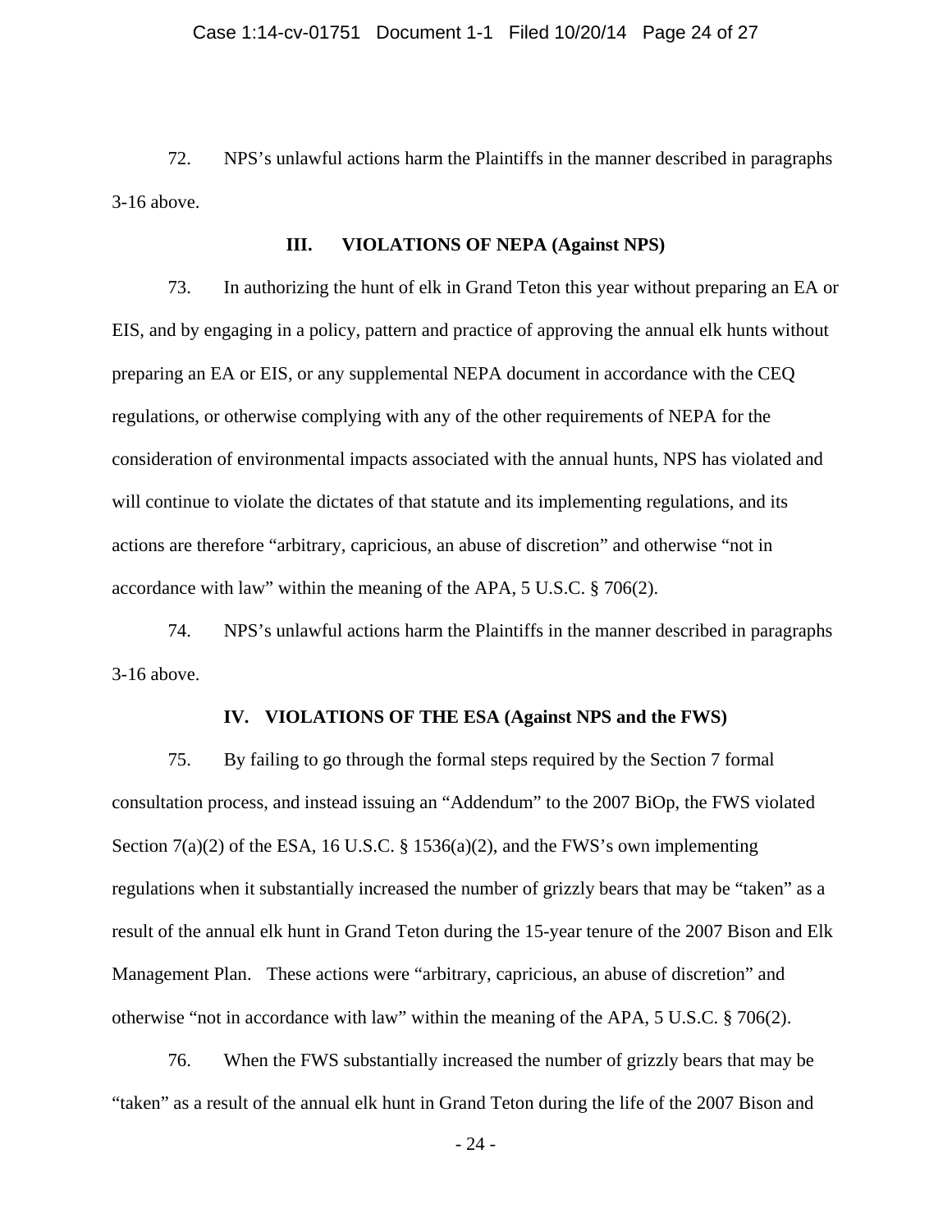72. NPS's unlawful actions harm the Plaintiffs in the manner described in paragraphs 3-16 above.

### III. VIOLATIONS OF NEPA (Against NPS)

73. In authorizing the hunt of elk in Grand Teton this year without preparing an EA or EIS, and by engaging in a policy, pattern and practice of approving the annual elk hunts without preparing an EA or EIS, or any supplemental NEPA document in accordance with the CEQ regulations, or otherwise complying with any of the other requirements of NEPA for the consideration of environmental impacts associated with the annual hunts, NPS has violated and will continue to violate the dictates of that statute and its implementing regulations, and its actions are therefore "arbitrary, capricious, an abuse of discretion" and otherwise "not in accordance with law" within the meaning of the APA, 5 U.S.C. § 706(2).

74. NPS's unlawful actions harm the Plaintiffs in the manner described in paragraphs 3-16 above.

### IV. VIOLATIONS OF THE ESA (Against NPS and the FWS)

75. By failing to go through the formal steps required by the Section 7 formal consultation process, and instead issuing an "Addendum" to the 2007 BiOp, the FWS violated Section 7(a)(2) of the ESA, 16 U.S.C. § 1536(a)(2), and the FWS's own implementing regulations when it substantially increased the number of grizzly bears that may be "taken" as a result of the annual elk hunt in Grand Teton during the 15-year tenure of the 2007 Bison and Elk Management Plan. These actions were "arbitrary, capricious, an abuse of discretion" and otherwise "not in accordance with law" within the meaning of the APA, 5 U.S.C. § 706(2).

76. When the FWS substantially increased the number of grizzly bears that may be "taken" as a result of the annual elk hunt in Grand Teton during the life of the 2007 Bison and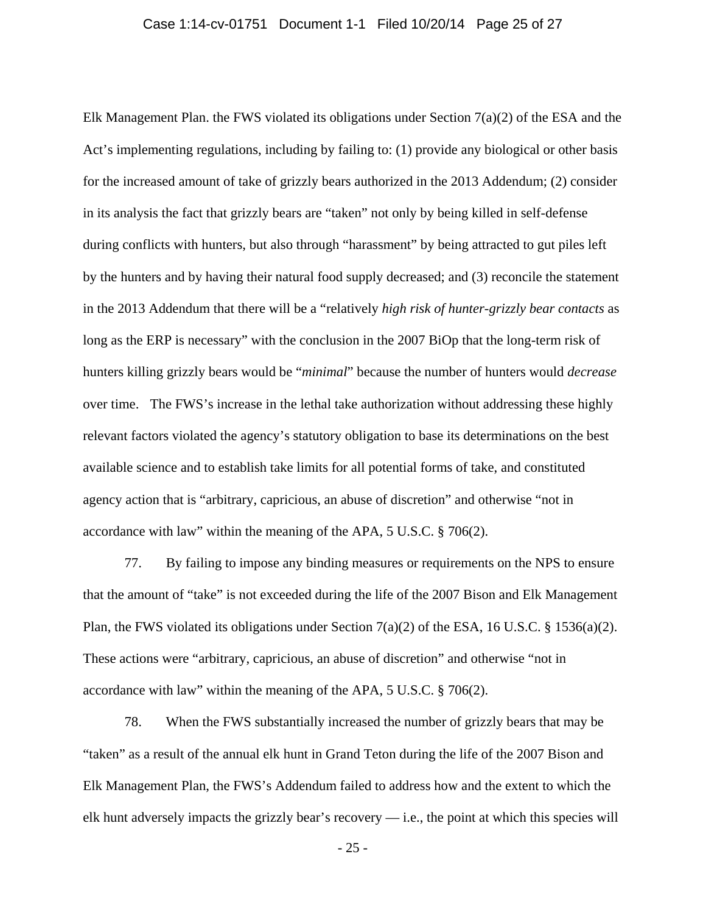Elk Management Plan. the FWS violated its obligations under Section 7(a)(2) of the ESA and the Act's implementing regulations, including by failing to: (1) provide any biological or other basis for the increased amount of take of grizzly bears authorized in the 2013 Addendum; (2) consider in its analysis the fact that grizzly bears are "taken" not only by being killed in self-defense during conflicts with hunters, but also through "harassment" by being attracted to gut piles left by the hunters and by having their natural food supply decreased; and (3) reconcile the statement in the 2013 Addendum that there will be a "relatively *high risk of hunter-grizzly bear contacts* as long as the ERP is necessary" with the conclusion in the 2007 BiOp that the long-term risk of hunters killing grizzly bears would be "*minimal*" because the number of hunters would *decrease* over time. The FWS's increase in the lethal take authorization without addressing these highly relevant factors violated the agency's statutory obligation to base its determinations on the best available science and to establish take limits for all potential forms of take, and constituted agency action that is "arbitrary, capricious, an abuse of discretion" and otherwise "not in accordance with law" within the meaning of the APA, 5 U.S.C. § 706(2).

77. By failing to impose any binding measures or requirements on the NPS to ensure that the amount of "take" is not exceeded during the life of the 2007 Bison and Elk Management Plan, the FWS violated its obligations under Section 7(a)(2) of the ESA, 16 U.S.C. § 1536(a)(2). These actions were "arbitrary, capricious, an abuse of discretion" and otherwise "not in accordance with law" within the meaning of the APA, 5 U.S.C. § 706(2).

78. When the FWS substantially increased the number of grizzly bears that may be "taken" as a result of the annual elk hunt in Grand Teton during the life of the 2007 Bison and Elk Management Plan, the FWS's Addendum failed to address how and the extent to which the elk hunt adversely impacts the grizzly bear's recovery — i.e., the point at which this species will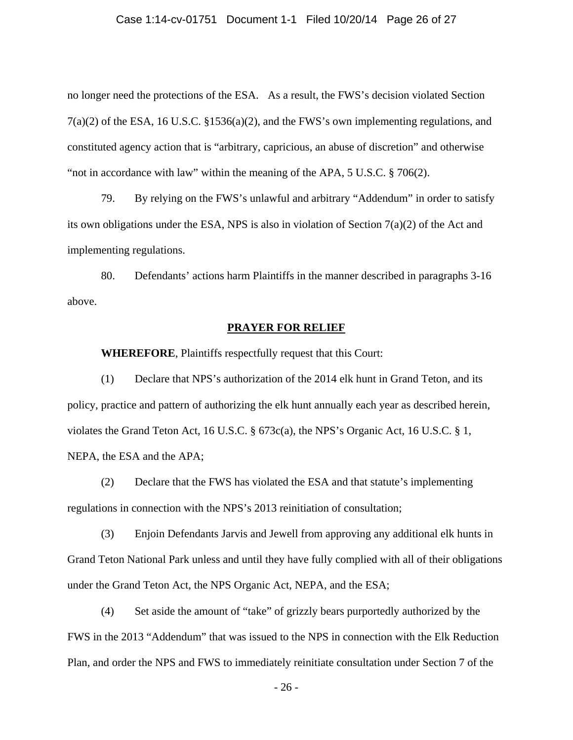no longer need the protections of the ESA. As a result, the FWS's decision violated Section 7(a)(2) of the ESA, 16 U.S.C. §1536(a)(2), and the FWS's own implementing regulations, and constituted agency action that is "arbitrary, capricious, an abuse of discretion" and otherwise "not in accordance with law" within the meaning of the APA, 5 U.S.C. § 706(2).

79. By relying on the FWS's unlawful and arbitrary "Addendum" in order to satisfy its own obligations under the ESA, NPS is also in violation of Section 7(a)(2) of the Act and implementing regulations.

80. Defendants' actions harm Plaintiffs in the manner described in paragraphs 3-16 above.

## PRAYER FOR RELIEF

**WHEREFORE**, Plaintiffs respectfully request that this Court:

(1) Declare that NPS's authorization of the 2014 elk hunt in Grand Teton, and its policy, practice and pattern of authorizing the elk hunt annually each year as described herein, violates the Grand Teton Act, 16 U.S.C. § 673c(a), the NPS's Organic Act, 16 U.S.C. § 1, NEPA, the ESA and the APA;

(2) Declare that the FWS has violated the ESA and that statute's implementing regulations in connection with the NPS's 2013 reinitiation of consultation;

(3) Enjoin Defendants Jarvis and Jewell from approving any additional elk hunts in Grand Teton National Park unless and until they have fully complied with all of their obligations under the Grand Teton Act, the NPS Organic Act, NEPA, and the ESA;

(4) Set aside the amount of "take" of grizzly bears purportedly authorized by the FWS in the 2013 "Addendum" that was issued to the NPS in connection with the Elk Reduction Plan, and order the NPS and FWS to immediately reinitiate consultation under Section 7 of the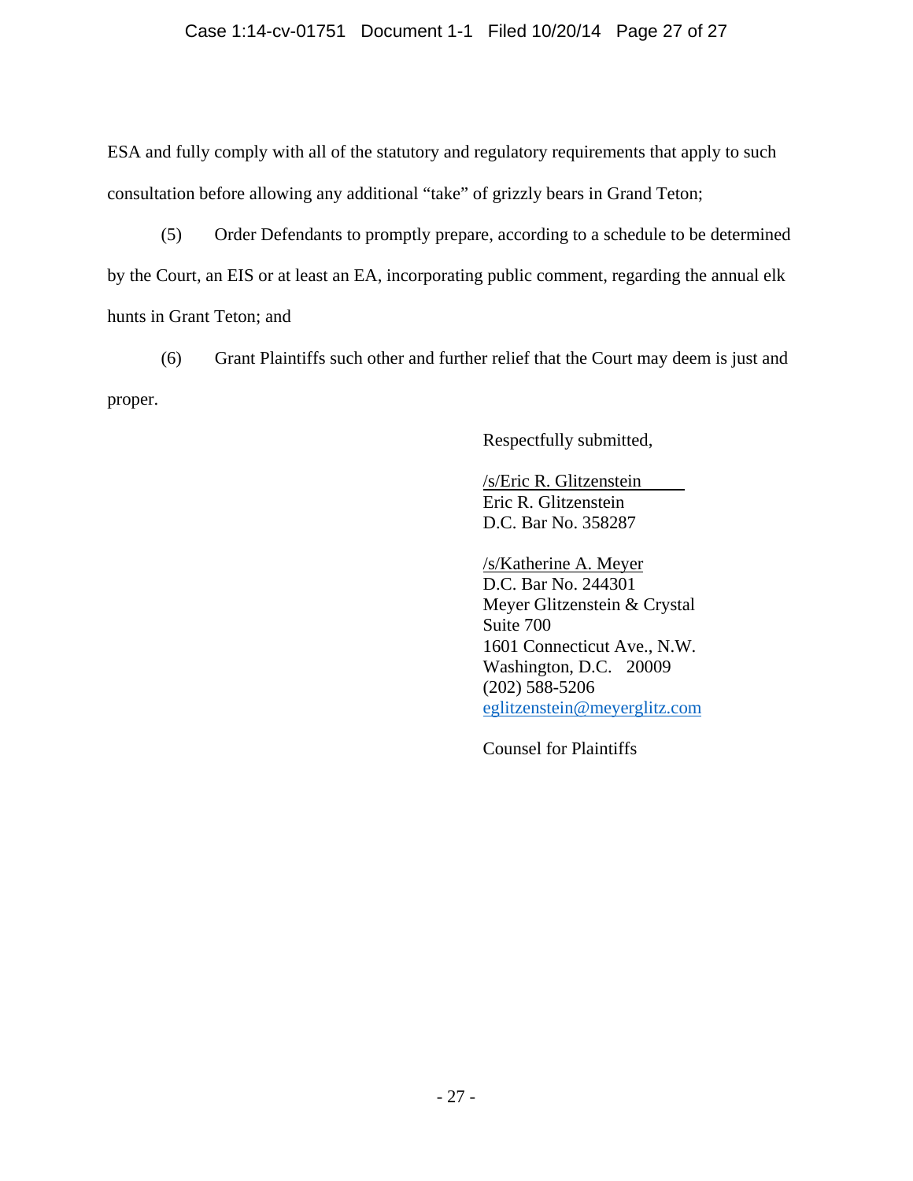ESA and fully comply with all of the statutory and regulatory requirements that apply to such consultation before allowing any additional "take" of grizzly bears in Grand Teton;

(5) Order Defendants to promptly prepare, according to a schedule to be determined by the Court, an EIS or at least an EA, incorporating public comment, regarding the annual elk hunts in Grant Teton; and

(6) Grant Plaintiffs such other and further relief that the Court may deem is just and proper.

Respectfully submitted,

/s/Eric R. Glitzenstein
Eric R. Glitzenstein
D.C. Bar No. 358287

/s/Katherine A. Meyer
D.C. Bar No. 244301
Meyer Glitzenstein & Crystal
Suite 700
1601 Connecticut Ave., N.W.
Washington, D.C. 20009
(202) 588-5206
eglitzenstein@meyerglitz.com

Counsel for Plaintiffs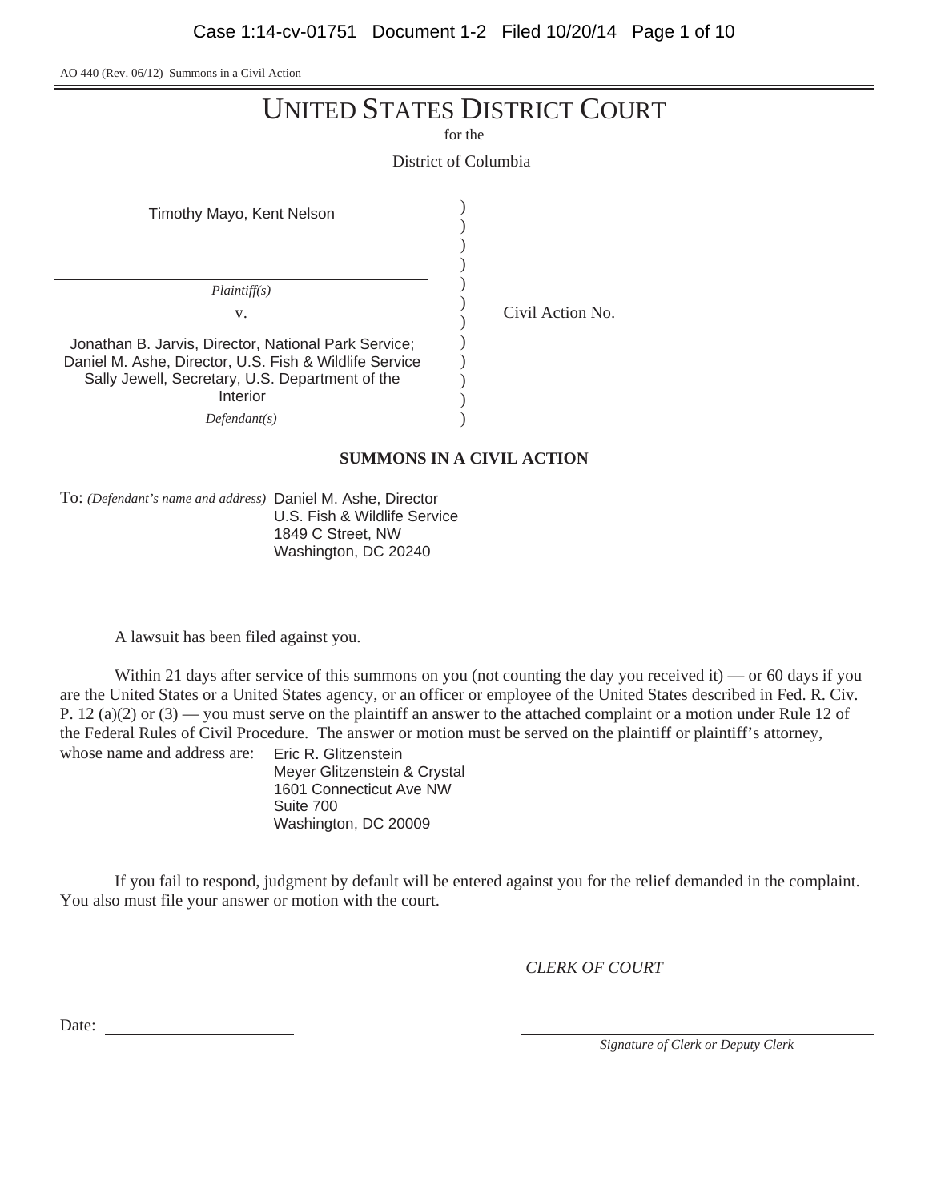AO 440 (Rev. 06/12) Summons in a Civil Action

# UNITED STATES DISTRICT COURT

for the

District of Columbia

Timothy Mayo, Kent Nelson

*Plaintiff(s)*

v.

Civil Action No.

Jonathan B. Jarvis, Director, National Park Service; Daniel M. Ashe, Director, U.S. Fish & Wildlife Service Sally Jewell, Secretary, U.S. Department of the Interior

*Defendant(s)*

## SUMMONS IN A CIVIL ACTION

To: *(Defendant's name and address)* Daniel M. Ashe, Director
U.S. Fish & Wildlife Service
1849 C Street, NW
Washington, DC 20240

A lawsuit has been filed against you.

Within 21 days after service of this summons on you (not counting the day you received it) — or 60 days if you are the United States or a United States agency, or an officer or employee of the United States described in Fed. R. Civ. P. 12 (a)(2) or (3) — you must serve on the plaintiff an answer to the attached complaint or a motion under Rule 12 of the Federal Rules of Civil Procedure. The answer or motion must be served on the plaintiff or plaintiff's attorney, whose name and address are:

Eric R. Glitzenstein
Meyer Glitzenstein & Crystal
1601 Connecticut Ave NW
Suite 700
Washington, DC 20009

If you fail to respond, judgment by default will be entered against you for the relief demanded in the complaint. You also must file your answer or motion with the court.

*CLERK OF COURT*

Date: ____________________

____________________
*Signature of Clerk or Deputy Clerk*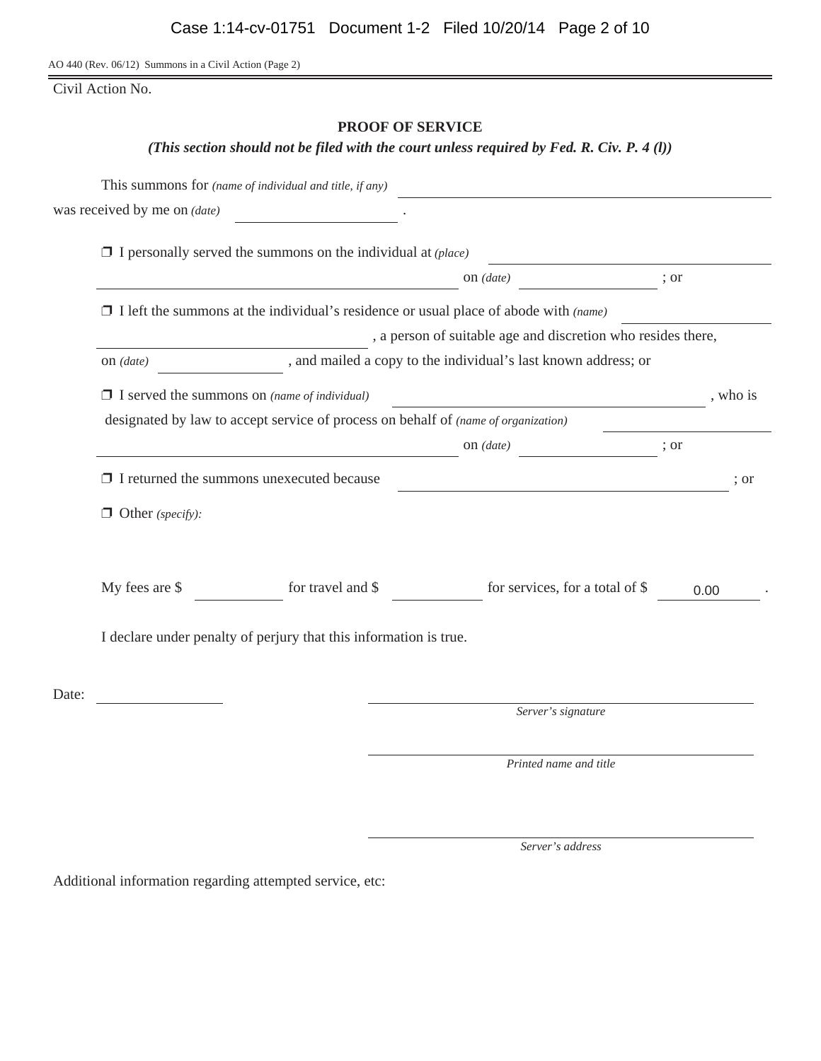AO 440 (Rev. 06/12) Summons in a Civil Action (Page 2)

Civil Action No.

## PROOF OF SERVICE

***(This section should not be filed with the court unless required by Fed. R. Civ. P. 4 (l))***

This summons for *(name of individual and title, if any)* ______________________________
was received by me on *(date)* ______________ .

❒ I personally served the summons on the individual at *(place)* ______________________________
______________________________ on *(date)* ______________ ; or

❒ I left the summons at the individual's residence or usual place of abode with *(name)* ______________
______________________________ , a person of suitable age and discretion who resides there,
on *(date)* ______________ , and mailed a copy to the individual's last known address; or

❒ I served the summons on *(name of individual)* ______________________________ , who is
designated by law to accept service of process on behalf of *(name of organization)* ______________
______________________________ on *(date)* ______________ ; or

❒ I returned the summons unexecuted because ______________________________ ; or

❒ Other *(specify)*:

My fees are $ __________ for travel and $ __________ for services, for a total of $ 0.00 .

I declare under penalty of perjury that this information is true.

Date: ______________

______________________________
*Server's signature*

______________________________
*Printed name and title*

______________________________
*Server's address*

Additional information regarding attempted service, etc: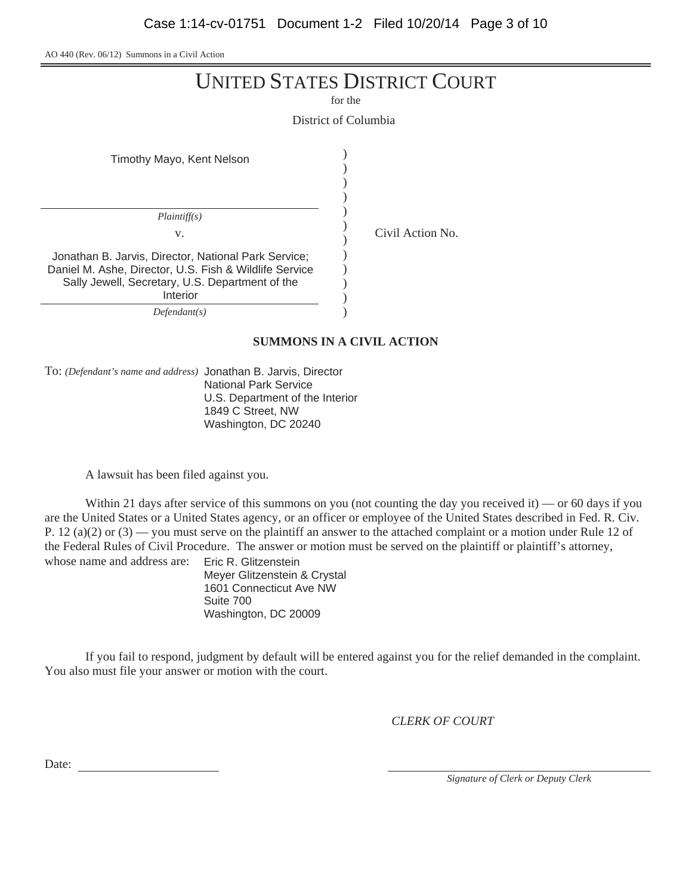AO 440 (Rev. 06/12) Summons in a Civil Action

# UNITED STATES DISTRICT COURT

for the

District of Columbia

| | | |
|---|---|---|
| Timothy Mayo, Kent Nelson<br>*Plaintiff(s)*<br>v.<br>Jonathan B. Jarvis, Director, National Park Service; Daniel M. Ashe, Director, U.S. Fish & Wildlife Service Sally Jewell, Secretary, U.S. Department of the Interior<br>*Defendant(s)* | ) | Civil Action No. |

## SUMMONS IN A CIVIL ACTION

To: *(Defendant's name and address)* Jonathan B. Jarvis, Director
National Park Service
U.S. Department of the Interior
1849 C Street, NW
Washington, DC 20240

A lawsuit has been filed against you.

Within 21 days after service of this summons on you (not counting the day you received it) — or 60 days if you are the United States or a United States agency, or an officer or employee of the United States described in Fed. R. Civ. P. 12 (a)(2) or (3) — you must serve on the plaintiff an answer to the attached complaint or a motion under Rule 12 of the Federal Rules of Civil Procedure. The answer or motion must be served on the plaintiff or plaintiff's attorney, whose name and address are: Eric R. Glitzenstein
Meyer Glitzenstein & Crystal
1601 Connecticut Ave NW
Suite 700
Washington, DC 20009

If you fail to respond, judgment by default will be entered against you for the relief demanded in the complaint. You also must file your answer or motion with the court.

*CLERK OF COURT*

Date: ____________________

____________________
*Signature of Clerk or Deputy Clerk*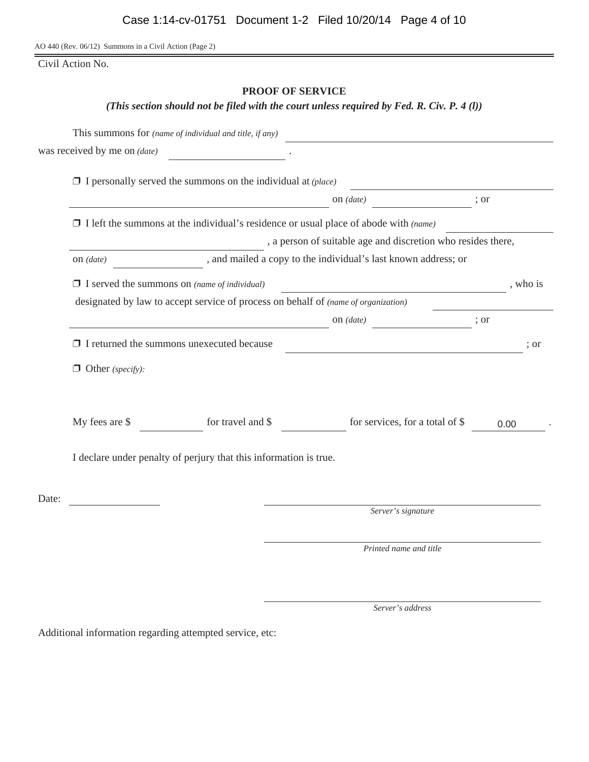AO 440 (Rev. 06/12) Summons in a Civil Action (Page 2)

Civil Action No.

## PROOF OF SERVICE

***(This section should not be filed with the court unless required by Fed. R. Civ. P. 4 (l))***

This summons for *(name of individual and title, if any)* ______________________________

was received by me on *(date)* ____________________ .

❒ I personally served the summons on the individual at *(place)* ______________________________ on *(date)* ______________ ; or

❒ I left the summons at the individual's residence or usual place of abode with *(name)* ______________________________ , a person of suitable age and discretion who resides there, on *(date)* ______________ , and mailed a copy to the individual's last known address; or

❒ I served the summons on *(name of individual)* ______________________________ , who is designated by law to accept service of process on behalf of *(name of organization)* ______________________________ on *(date)* ______________ ; or

❒ I returned the summons unexecuted because ______________________________ ; or

❒ Other *(specify)*:

My fees are $ __________ for travel and $ __________ for services, for a total of $ 0.00 .

I declare under penalty of perjury that this information is true.

Date: ______________

______________________________
*Server's signature*

______________________________
*Printed name and title*

______________________________
*Server's address*

Additional information regarding attempted service, etc: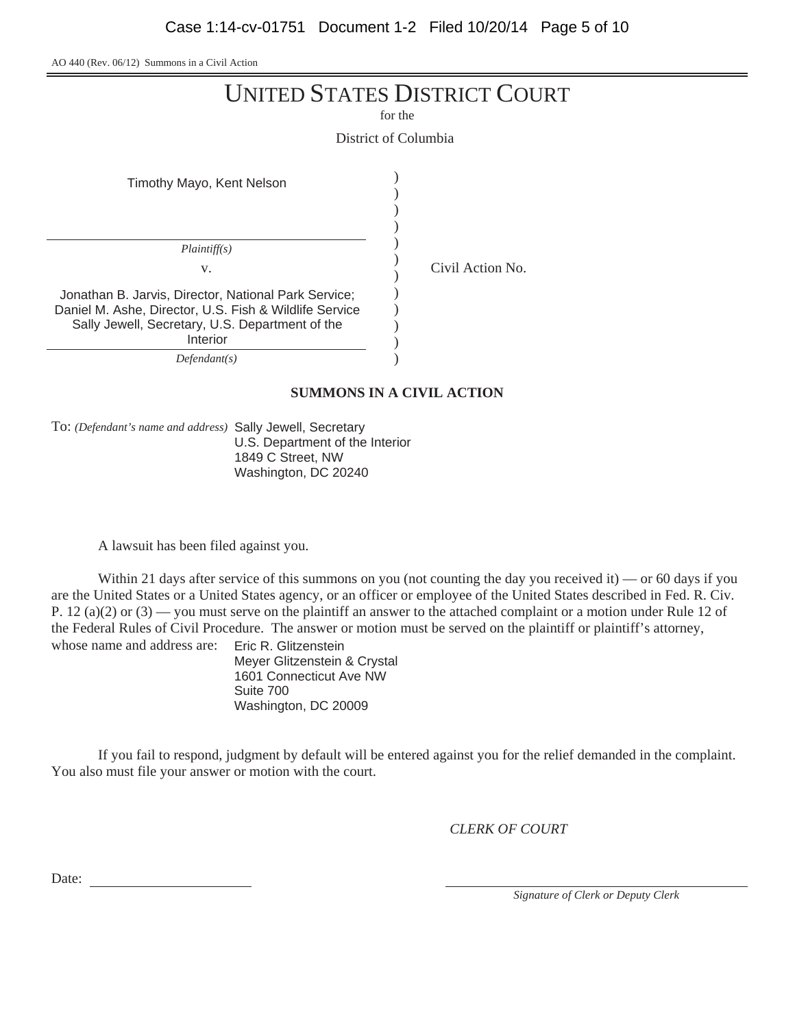AO 440 (Rev. 06/12) Summons in a Civil Action

# UNITED STATES DISTRICT COURT

for the

District of Columbia

| | | |
|---|---|---|
| Timothy Mayo, Kent Nelson | ) | |
| *Plaintiff(s)* | ) | |
| v. | ) | Civil Action No. |
| Jonathan B. Jarvis, Director, National Park Service; Daniel M. Ashe, Director, U.S. Fish & Wildlife Service Sally Jewell, Secretary, U.S. Department of the Interior | ) | |
| *Defendant(s)* | ) | |

**SUMMONS IN A CIVIL ACTION**

To: *(Defendant's name and address)* Sally Jewell, Secretary
U.S. Department of the Interior
1849 C Street, NW
Washington, DC 20240

A lawsuit has been filed against you.

Within 21 days after service of this summons on you (not counting the day you received it) — or 60 days if you are the United States or a United States agency, or an officer or employee of the United States described in Fed. R. Civ. P. 12 (a)(2) or (3) — you must serve on the plaintiff an answer to the attached complaint or a motion under Rule 12 of the Federal Rules of Civil Procedure. The answer or motion must be served on the plaintiff or plaintiff's attorney, whose name and address are: Eric R. Glitzenstein
Meyer Glitzenstein & Crystal
1601 Connecticut Ave NW
Suite 700
Washington, DC 20009

If you fail to respond, judgment by default will be entered against you for the relief demanded in the complaint. You also must file your answer or motion with the court.

*CLERK OF COURT*

Date: \_\_\_\_\_\_\_\_\_\_\_\_\_\_\_\_\_\_\_\_

\_\_\_\_\_\_\_\_\_\_\_\_\_\_\_\_\_\_\_\_\_\_\_\_\_\_\_\_\_\_
*Signature of Clerk or Deputy Clerk*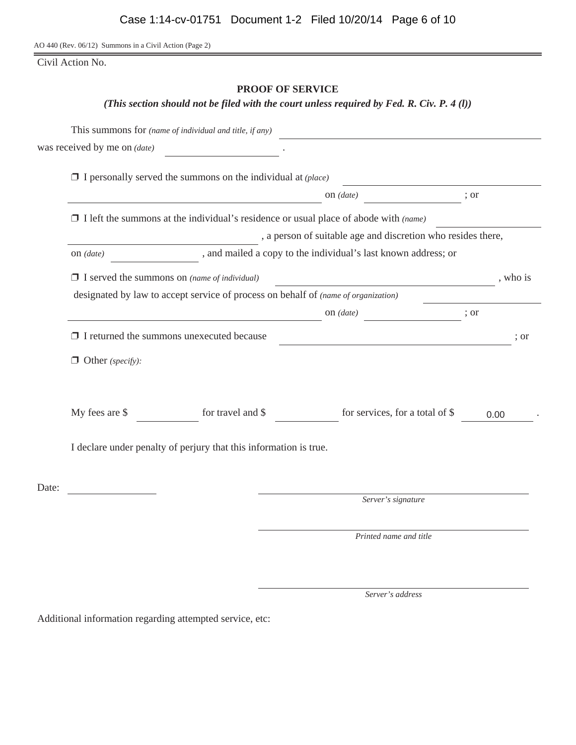AO 440 (Rev. 06/12) Summons in a Civil Action (Page 2)

Civil Action No.

## PROOF OF SERVICE

***(This section should not be filed with the court unless required by Fed. R. Civ. P. 4 (l))***

This summons for *(name of individual and title, if any)* \_\_\_\_\_\_\_\_\_\_\_\_\_\_\_\_\_\_\_\_\_\_\_\_\_\_\_\_\_\_
was received by me on *(date)* \_\_\_\_\_\_\_\_\_\_\_\_\_\_\_\_ .

❒ I personally served the summons on the individual at *(place)* \_\_\_\_\_\_\_\_\_\_\_\_\_\_\_\_\_\_\_\_\_\_\_\_
\_\_\_\_\_\_\_\_\_\_\_\_\_\_\_\_\_\_\_\_\_\_\_\_\_\_\_\_\_\_ on *(date)* \_\_\_\_\_\_\_\_\_\_\_\_\_\_ ; or

❒ I left the summons at the individual's residence or usual place of abode with *(name)* \_\_\_\_\_\_\_\_\_\_\_\_\_\_\_\_
\_\_\_\_\_\_\_\_\_\_\_\_\_\_\_\_\_\_\_\_\_\_\_\_\_\_\_\_\_\_ , a person of suitable age and discretion who resides there,
on *(date)* \_\_\_\_\_\_\_\_\_\_\_\_\_\_ , and mailed a copy to the individual's last known address; or

❒ I served the summons on *(name of individual)* \_\_\_\_\_\_\_\_\_\_\_\_\_\_\_\_\_\_\_\_\_\_\_\_\_\_\_\_\_\_ , who is
designated by law to accept service of process on behalf of *(name of organization)* \_\_\_\_\_\_\_\_\_\_\_\_\_\_\_\_
\_\_\_\_\_\_\_\_\_\_\_\_\_\_\_\_\_\_\_\_\_\_\_\_\_\_\_\_\_\_ on *(date)* \_\_\_\_\_\_\_\_\_\_\_\_\_\_ ; or

❒ I returned the summons unexecuted because \_\_\_\_\_\_\_\_\_\_\_\_\_\_\_\_\_\_\_\_\_\_\_\_\_\_\_\_\_\_ ; or

❒ Other *(specify)*:

My fees are $ \_\_\_\_\_\_\_\_\_\_ for travel and $ \_\_\_\_\_\_\_\_\_\_ for services, for a total of $ 0.00 .

I declare under penalty of perjury that this information is true.

Date: \_\_\_\_\_\_\_\_\_\_\_\_\_\_

\_\_\_\_\_\_\_\_\_\_\_\_\_\_\_\_\_\_\_\_\_\_\_\_\_\_\_\_\_\_
*Server's signature*

\_\_\_\_\_\_\_\_\_\_\_\_\_\_\_\_\_\_\_\_\_\_\_\_\_\_\_\_\_\_
*Printed name and title*

\_\_\_\_\_\_\_\_\_\_\_\_\_\_\_\_\_\_\_\_\_\_\_\_\_\_\_\_\_\_
*Server's address*

Additional information regarding attempted service, etc: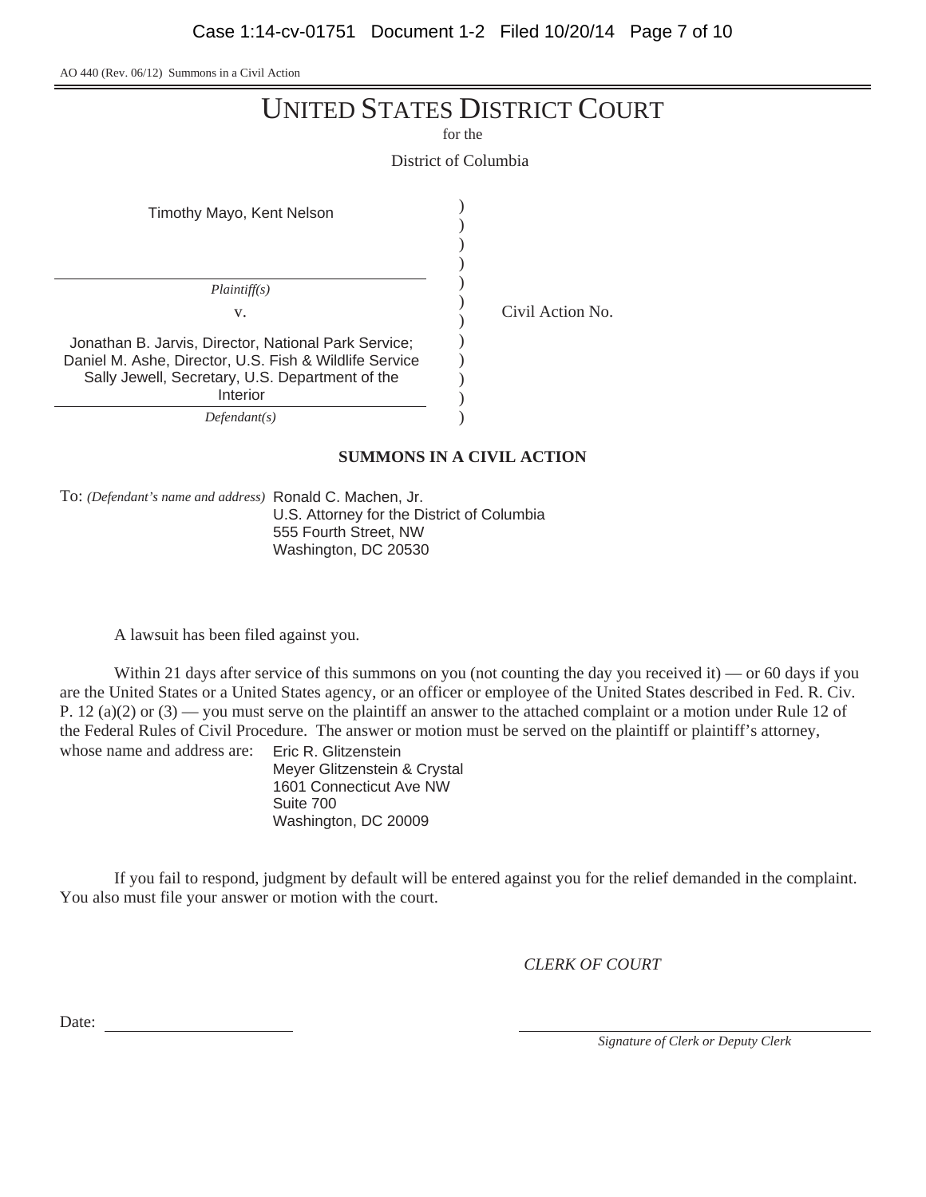AO 440 (Rev. 06/12) Summons in a Civil Action

# UNITED STATES DISTRICT COURT

for the

District of Columbia

Timothy Mayo, Kent Nelson

*Plaintiff(s)*

v.

Jonathan B. Jarvis, Director, National Park Service; Daniel M. Ashe, Director, U.S. Fish & Wildlife Service Sally Jewell, Secretary, U.S. Department of the Interior

*Defendant(s)*

Civil Action No.

**SUMMONS IN A CIVIL ACTION**

To: *(Defendant's name and address)* Ronald C. Machen, Jr.
U.S. Attorney for the District of Columbia
555 Fourth Street, NW
Washington, DC 20530

A lawsuit has been filed against you.

Within 21 days after service of this summons on you (not counting the day you received it) — or 60 days if you are the United States or a United States agency, or an officer or employee of the United States described in Fed. R. Civ. P. 12 (a)(2) or (3) — you must serve on the plaintiff an answer to the attached complaint or a motion under Rule 12 of the Federal Rules of Civil Procedure. The answer or motion must be served on the plaintiff or plaintiff's attorney, whose name and address are: Eric R. Glitzenstein
Meyer Glitzenstein & Crystal
1601 Connecticut Ave NW
Suite 700
Washington, DC 20009

If you fail to respond, judgment by default will be entered against you for the relief demanded in the complaint. You also must file your answer or motion with the court.

*CLERK OF COURT*

Date: ____________________

____________________
*Signature of Clerk or Deputy Clerk*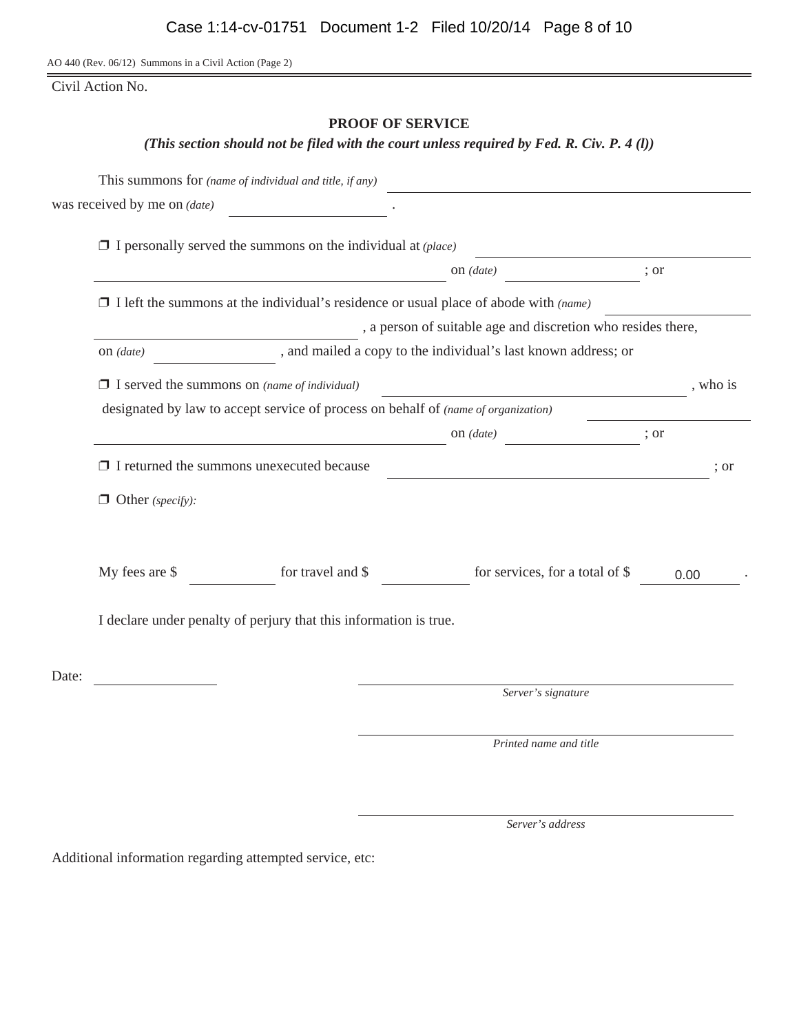AO 440 (Rev. 06/12) Summons in a Civil Action (Page 2)

Civil Action No.

## PROOF OF SERVICE

***(This section should not be filed with the court unless required by Fed. R. Civ. P. 4 (l))***

This summons for *(name of individual and title, if any)* \_\_\_\_\_\_\_\_\_\_\_\_\_\_\_\_\_\_\_\_\_\_\_\_\_\_\_\_\_\_\_\_

was received by me on *(date)* \_\_\_\_\_\_\_\_\_\_\_\_\_\_\_\_ .

❐ I personally served the summons on the individual at *(place)* \_\_\_\_\_\_\_\_\_\_\_\_\_\_\_\_\_\_\_\_\_\_\_\_\_\_\_\_\_\_\_\_ on *(date)* \_\_\_\_\_\_\_\_\_\_\_\_ ; or

❐ I left the summons at the individual's residence or usual place of abode with *(name)* \_\_\_\_\_\_\_\_\_\_\_\_\_\_\_\_\_\_\_\_\_\_\_\_\_\_\_\_\_\_\_\_ , a person of suitable age and discretion who resides there,

on *(date)* \_\_\_\_\_\_\_\_\_\_\_\_ , and mailed a copy to the individual's last known address; or

❐ I served the summons on *(name of individual)* \_\_\_\_\_\_\_\_\_\_\_\_\_\_\_\_\_\_\_\_\_\_\_\_\_\_\_\_\_\_\_\_ , who is designated by law to accept service of process on behalf of *(name of organization)* \_\_\_\_\_\_\_\_\_\_\_\_\_\_\_\_\_\_\_\_\_\_\_\_\_\_\_\_\_\_\_\_ on *(date)* \_\_\_\_\_\_\_\_\_\_\_\_ ; or

❐ I returned the summons unexecuted because \_\_\_\_\_\_\_\_\_\_\_\_\_\_\_\_\_\_\_\_\_\_\_\_\_\_\_\_\_\_\_\_ ; or

❐ Other *(specify)*:

My fees are $ \_\_\_\_\_\_\_\_ for travel and $ \_\_\_\_\_\_\_\_ for services, for a total of $ 0.00 .

I declare under penalty of perjury that this information is true.

Date: \_\_\_\_\_\_\_\_\_\_\_\_

\_\_\_\_\_\_\_\_\_\_\_\_\_\_\_\_\_\_\_\_\_\_\_\_\_\_\_\_\_\_\_\_
*Server's signature*

\_\_\_\_\_\_\_\_\_\_\_\_\_\_\_\_\_\_\_\_\_\_\_\_\_\_\_\_\_\_\_\_
*Printed name and title*

\_\_\_\_\_\_\_\_\_\_\_\_\_\_\_\_\_\_\_\_\_\_\_\_\_\_\_\_\_\_\_\_
*Server's address*

Additional information regarding attempted service, etc: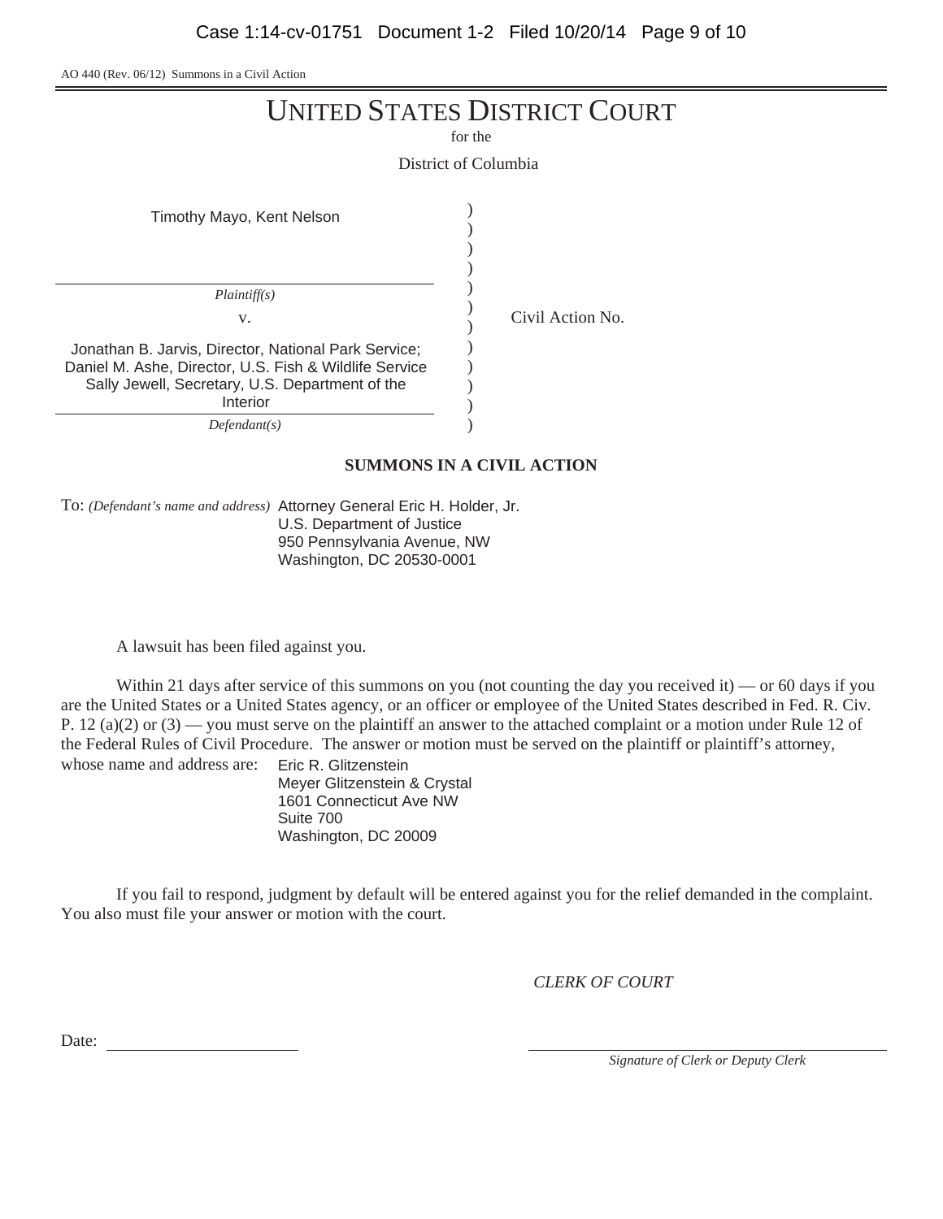AO 440 (Rev. 06/12) Summons in a Civil Action

# UNITED STATES DISTRICT COURT

for the

District of Columbia

Timothy Mayo, Kent Nelson

*Plaintiff(s)*

v.

Jonathan B. Jarvis, Director, National Park Service; Daniel M. Ashe, Director, U.S. Fish & Wildlife Service Sally Jewell, Secretary, U.S. Department of the Interior

*Defendant(s)*

Civil Action No.

## SUMMONS IN A CIVIL ACTION

To: *(Defendant's name and address)* Attorney General Eric H. Holder, Jr.
U.S. Department of Justice
950 Pennsylvania Avenue, NW
Washington, DC 20530-0001

A lawsuit has been filed against you.

Within 21 days after service of this summons on you (not counting the day you received it) — or 60 days if you are the United States or a United States agency, or an officer or employee of the United States described in Fed. R. Civ. P. 12 (a)(2) or (3) — you must serve on the plaintiff an answer to the attached complaint or a motion under Rule 12 of the Federal Rules of Civil Procedure. The answer or motion must be served on the plaintiff or plaintiff's attorney, whose name and address are: Eric R. Glitzenstein
Meyer Glitzenstein & Crystal
1601 Connecticut Ave NW
Suite 700
Washington, DC 20009

If you fail to respond, judgment by default will be entered against you for the relief demanded in the complaint. You also must file your answer or motion with the court.

*CLERK OF COURT*

Date: \_\_\_\_\_\_\_\_\_\_\_\_\_\_\_\_\_\_\_\_

\_\_\_\_\_\_\_\_\_\_\_\_\_\_\_\_\_\_\_\_\_\_\_\_\_\_\_\_\_\_

*Signature of Clerk or Deputy Clerk*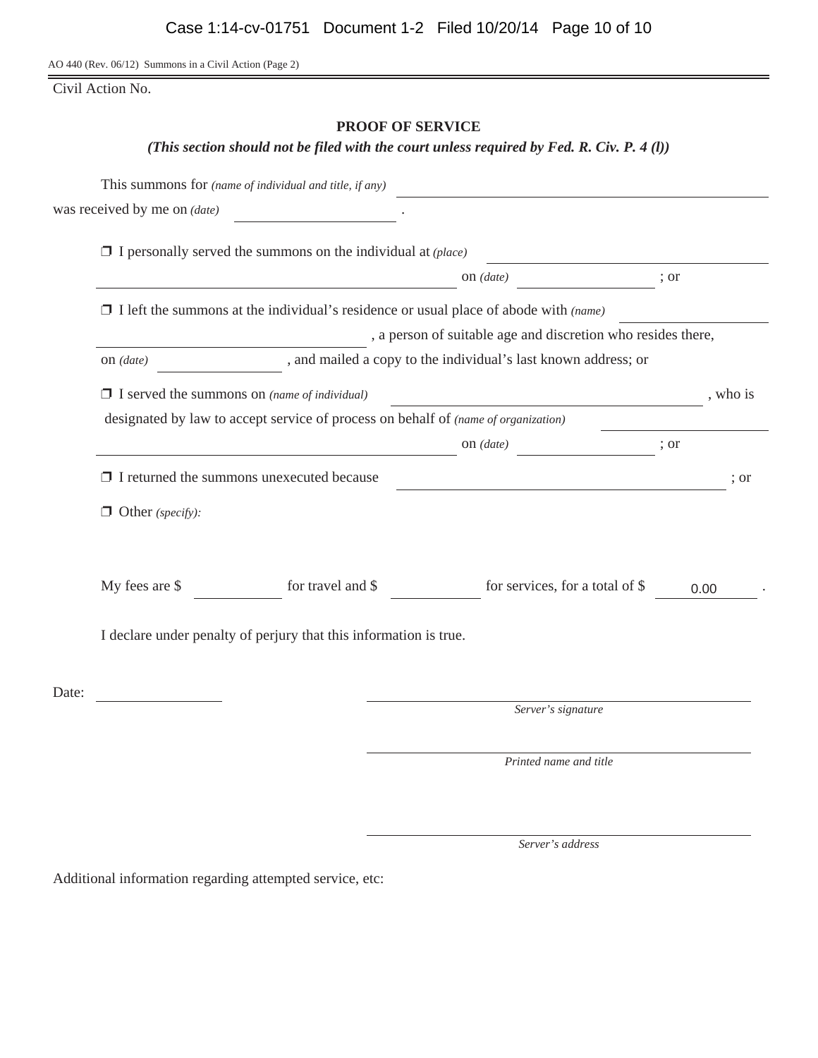AO 440 (Rev. 06/12) Summons in a Civil Action (Page 2)

Civil Action No.

## PROOF OF SERVICE

***(This section should not be filed with the court unless required by Fed. R. Civ. P. 4 (l))***

This summons for *(name of individual and title, if any)* \_\_\_\_\_\_\_\_\_\_\_\_\_\_\_\_\_\_\_\_\_\_\_\_\_\_\_\_\_\_\_\_\_\_\_\_\_\_

was received by me on *(date)* \_\_\_\_\_\_\_\_\_\_\_\_\_\_\_\_\_\_\_\_ .

❒ I personally served the summons on the individual at *(place)* \_\_\_\_\_\_\_\_\_\_\_\_\_\_\_\_\_\_\_\_\_\_\_\_\_\_\_\_\_\_\_\_\_\_\_\_\_\_\_\_\_\_\_\_\_\_\_\_\_\_\_\_\_\_\_\_\_\_\_ on *(date)* \_\_\_\_\_\_\_\_\_\_\_\_\_\_\_\_ ; or

❒ I left the summons at the individual's residence or usual place of abode with *(name)* \_\_\_\_\_\_\_\_\_\_\_\_\_\_\_\_\_\_\_\_\_\_\_\_\_\_\_\_\_\_\_\_\_\_\_\_\_\_\_\_\_\_\_\_\_\_\_\_ , a person of suitable age and discretion who resides there,

on *(date)* \_\_\_\_\_\_\_\_\_\_\_\_\_\_ , and mailed a copy to the individual's last known address; or

❒ I served the summons on *(name of individual)* \_\_\_\_\_\_\_\_\_\_\_\_\_\_\_\_\_\_\_\_\_\_\_\_\_\_\_\_\_\_\_\_\_\_\_\_\_\_\_\_ , who is designated by law to accept service of process on behalf of *(name of organization)* \_\_\_\_\_\_\_\_\_\_\_\_\_\_\_\_\_\_\_\_\_\_\_\_\_\_\_\_\_\_\_\_\_\_\_\_\_\_\_\_\_\_\_\_\_\_\_\_\_\_\_\_\_\_\_\_\_\_\_ on *(date)* \_\_\_\_\_\_\_\_\_\_\_\_\_\_\_\_ ; or

❒ I returned the summons unexecuted because \_\_\_\_\_\_\_\_\_\_\_\_\_\_\_\_\_\_\_\_\_\_\_\_\_\_\_\_\_\_\_\_\_\_\_\_\_\_\_\_ ; or

❒ Other *(specify)*:

My fees are $ \_\_\_\_\_\_\_\_\_\_ for travel and $ \_\_\_\_\_\_\_\_\_\_ for services, for a total of $ 0.00 .

I declare under penalty of perjury that this information is true.

Date: \_\_\_\_\_\_\_\_\_\_\_\_\_\_\_\_

\_\_\_\_\_\_\_\_\_\_\_\_\_\_\_\_\_\_\_\_\_\_\_\_\_\_\_\_\_\_\_\_\_\_\_\_\_\_\_\_
*Server's signature*

\_\_\_\_\_\_\_\_\_\_\_\_\_\_\_\_\_\_\_\_\_\_\_\_\_\_\_\_\_\_\_\_\_\_\_\_\_\_\_\_
*Printed name and title*

\_\_\_\_\_\_\_\_\_\_\_\_\_\_\_\_\_\_\_\_\_\_\_\_\_\_\_\_\_\_\_\_\_\_\_\_\_\_\_\_
*Server's address*

Additional information regarding attempted service, etc: